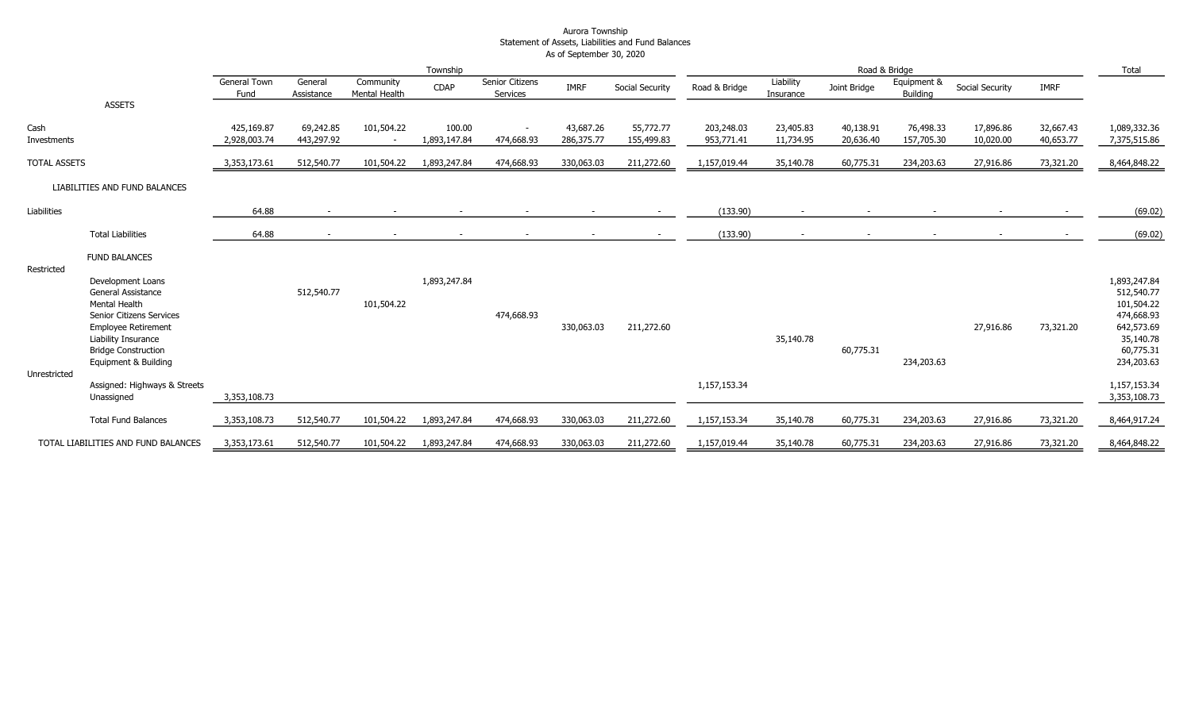Aurora Township
Statement of Assets, Liabilities and Fund Balances
As of September 30, 2020

| | | Township | | | | | | | Road & Bridge | | | | | | | Total |
|---|---|---|---|---|---|---|---|---|---|---|---|---|---|---|---|---|
| | | General Town Fund | General Assistance | Community Mental Health | CDAP | Senior Citizens Services | IMRF | Social Security | Road & Bridge | Liability Insurance | Joint Bridge | Equipment & Building | Social Security | IMRF | |
| ASSETS | | | | | | | | | | | | | | | |
| Cash | | 425,169.87 | 69,242.85 | 101,504.22 | 100.00 | - | 43,687.26 | 55,772.77 | 203,248.03 | 23,405.83 | 40,138.91 | 76,498.33 | 17,896.86 | 32,667.43 | 1,089,332.36 |
| Investments | | 2,928,003.74 | 443,297.92 | - | 1,893,147.84 | 474,668.93 | 286,375.77 | 155,499.83 | 953,771.41 | 11,734.95 | 20,636.40 | 157,705.30 | 10,020.00 | 40,653.77 | 7,375,515.86 |
| TOTAL ASSETS | | 3,353,173.61 | 512,540.77 | 101,504.22 | 1,893,247.84 | 474,668.93 | 330,063.03 | 211,272.60 | 1,157,019.44 | 35,140.78 | 60,775.31 | 234,203.63 | 27,916.86 | 73,321.20 | 8,464,848.22 |
| LIABILITIES AND FUND BALANCES | | | | | | | | | | | | | | | |
| Liabilities | | 64.88 | - | - | - | - | - | - | (133.90) | - | - | - | - | - | (69.02) |
| | Total Liabilities | 64.88 | - | - | - | - | - | - | (133.90) | - | - | - | - | - | (69.02) |
| | FUND BALANCES | | | | | | | | | | | | | | |
| Restricted | | | | | | | | | | | | | | | |
| | Development Loans | | | | 1,893,247.84 | | | | | | | | | | 1,893,247.84 |
| | General Assistance | | 512,540.77 | | | | | | | | | | | | 512,540.77 |
| | Mental Health | | | 101,504.22 | | | | | | | | | | | 101,504.22 |
| | Senior Citizens Services | | | | | 474,668.93 | | | | | | | | | 474,668.93 |
| | Employee Retirement | | | | | | 330,063.03 | 211,272.60 | | | | | 27,916.86 | 73,321.20 | 642,573.69 |
| | Liability Insurance | | | | | | | | | 35,140.78 | | | | | 35,140.78 |
| | Bridge Construction | | | | | | | | | | 60,775.31 | | | | 60,775.31 |
| | Equipment & Building | | | | | | | | | | | 234,203.63 | | | 234,203.63 |
| Unrestricted | | | | | | | | | | | | | | | |
| | Assigned: Highways & Streets | | | | | | | | 1,157,153.34 | | | | | | 1,157,153.34 |
| | Unassigned | 3,353,108.73 | | | | | | | | | | | | | 3,353,108.73 |
| | Total Fund Balances | 3,353,108.73 | 512,540.77 | 101,504.22 | 1,893,247.84 | 474,668.93 | 330,063.03 | 211,272.60 | 1,157,153.34 | 35,140.78 | 60,775.31 | 234,203.63 | 27,916.86 | 73,321.20 | 8,464,917.24 |
| TOTAL LIABILITIES AND FUND BALANCES | | 3,353,173.61 | 512,540.77 | 101,504.22 | 1,893,247.84 | 474,668.93 | 330,063.03 | 211,272.60 | 1,157,019.44 | 35,140.78 | 60,775.31 | 234,203.63 | 27,916.86 | 73,321.20 | 8,464,848.22 |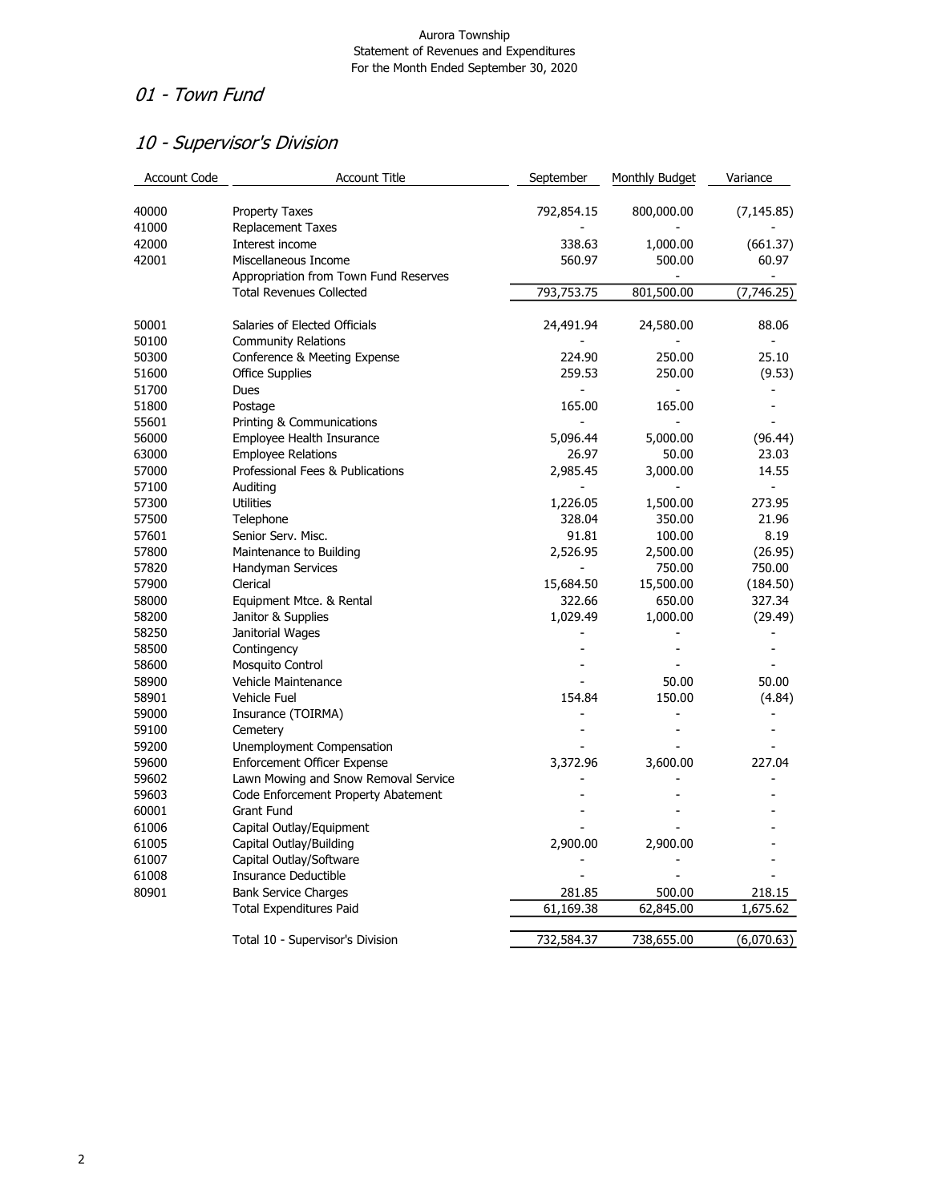Aurora Township
Statement of Revenues and Expenditures
For the Month Ended September 30, 2020

# 01 - Town Fund

## 10 - Supervisor's Division

| Account Code | Account Title | September | Monthly Budget | Variance |
|---|---|---|---|---|
| 40000 | Property Taxes | 792,854.15 | 800,000.00 | (7,145.85) |
| 41000 | Replacement Taxes | - | - | - |
| 42000 | Interest income | 338.63 | 1,000.00 | (661.37) |
| 42001 | Miscellaneous Income | 560.97 | 500.00 | 60.97 |
| | Appropriation from Town Fund Reserves | | - | - |
| | Total Revenues Collected | 793,753.75 | 801,500.00 | (7,746.25) |
| 50001 | Salaries of Elected Officials | 24,491.94 | 24,580.00 | 88.06 |
| 50100 | Community Relations | - | - | - |
| 50300 | Conference & Meeting Expense | 224.90 | 250.00 | 25.10 |
| 51600 | Office Supplies | 259.53 | 250.00 | (9.53) |
| 51700 | Dues | - | - | - |
| 51800 | Postage | 165.00 | 165.00 | - |
| 55601 | Printing & Communications | - | - | - |
| 56000 | Employee Health Insurance | 5,096.44 | 5,000.00 | (96.44) |
| 63000 | Employee Relations | 26.97 | 50.00 | 23.03 |
| 57000 | Professional Fees & Publications | 2,985.45 | 3,000.00 | 14.55 |
| 57100 | Auditing | - | - | - |
| 57300 | Utilities | 1,226.05 | 1,500.00 | 273.95 |
| 57500 | Telephone | 328.04 | 350.00 | 21.96 |
| 57601 | Senior Serv. Misc. | 91.81 | 100.00 | 8.19 |
| 57800 | Maintenance to Building | 2,526.95 | 2,500.00 | (26.95) |
| 57820 | Handyman Services | - | 750.00 | 750.00 |
| 57900 | Clerical | 15,684.50 | 15,500.00 | (184.50) |
| 58000 | Equipment Mtce. & Rental | 322.66 | 650.00 | 327.34 |
| 58200 | Janitor & Supplies | 1,029.49 | 1,000.00 | (29.49) |
| 58250 | Janitorial Wages | - | - | - |
| 58500 | Contingency | - | - | - |
| 58600 | Mosquito Control | - | - | - |
| 58900 | Vehicle Maintenance | - | 50.00 | 50.00 |
| 58901 | Vehicle Fuel | 154.84 | 150.00 | (4.84) |
| 59000 | Insurance (TOIRMA) | - | - | - |
| 59100 | Cemetery | - | - | - |
| 59200 | Unemployment Compensation | - | - | - |
| 59600 | Enforcement Officer Expense | 3,372.96 | 3,600.00 | 227.04 |
| 59602 | Lawn Mowing and Snow Removal Service | - | - | - |
| 59603 | Code Enforcement Property Abatement | - | - | - |
| 60001 | Grant Fund | - | - | - |
| 61006 | Capital Outlay/Equipment | - | - | - |
| 61005 | Capital Outlay/Building | 2,900.00 | 2,900.00 | - |
| 61007 | Capital Outlay/Software | - | - | - |
| 61008 | Insurance Deductible | - | - | - |
| 80901 | Bank Service Charges | 281.85 | 500.00 | 218.15 |
| | Total Expenditures Paid | 61,169.38 | 62,845.00 | 1,675.62 |
| | Total 10 - Supervisor's Division | 732,584.37 | 738,655.00 | (6,070.63) |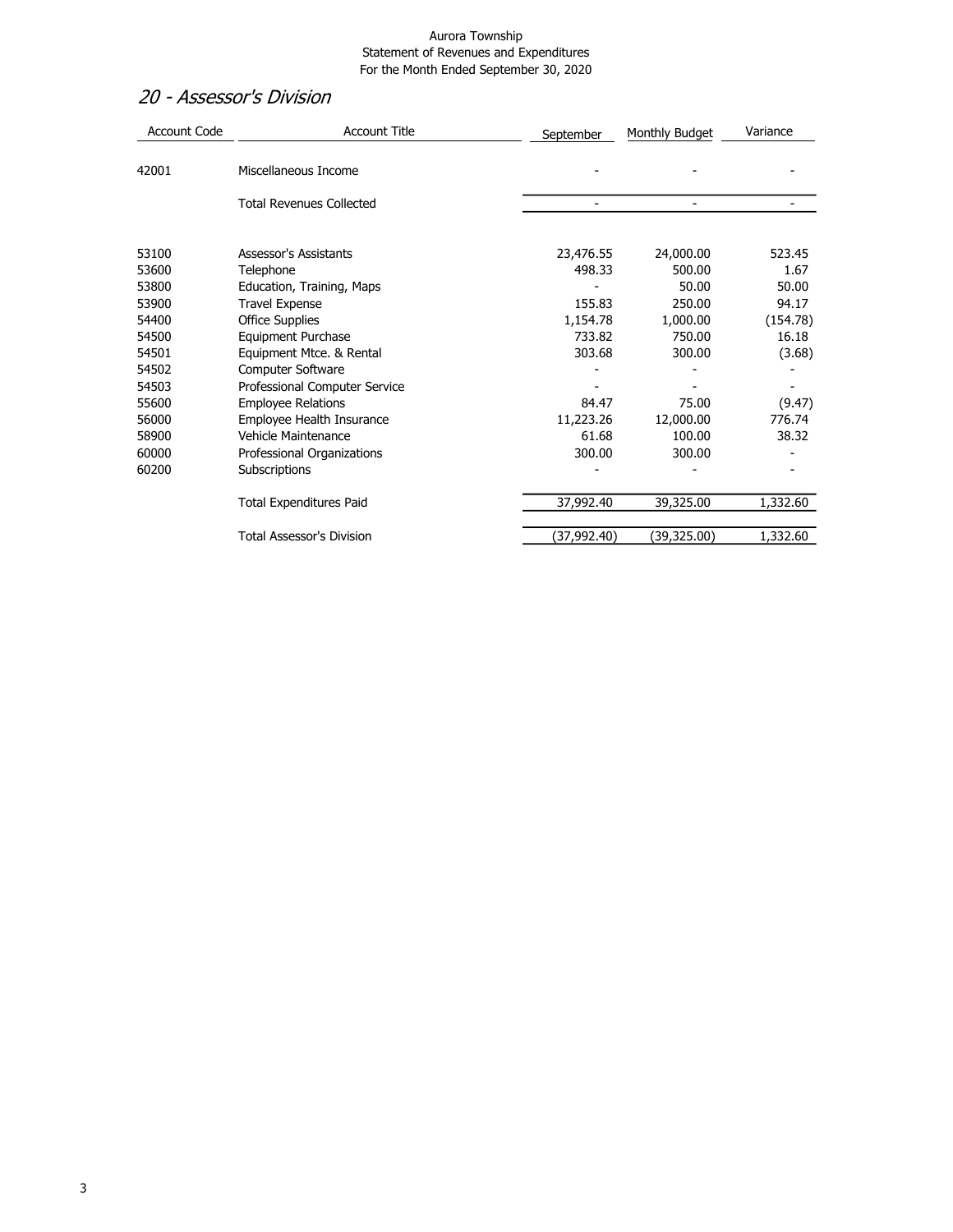Aurora Township
Statement of Revenues and Expenditures
For the Month Ended September 30, 2020

## *20 - Assessor's Division*

| Account Code | Account Title | September | Monthly Budget | Variance |
|---|---|---|---|---|
| 42001 | Miscellaneous Income | - | - | - |
| | Total Revenues Collected | - | - | - |
| 53100 | Assessor's Assistants | 23,476.55 | 24,000.00 | 523.45 |
| 53600 | Telephone | 498.33 | 500.00 | 1.67 |
| 53800 | Education, Training, Maps | - | 50.00 | 50.00 |
| 53900 | Travel Expense | 155.83 | 250.00 | 94.17 |
| 54400 | Office Supplies | 1,154.78 | 1,000.00 | (154.78) |
| 54500 | Equipment Purchase | 733.82 | 750.00 | 16.18 |
| 54501 | Equipment Mtce. & Rental | 303.68 | 300.00 | (3.68) |
| 54502 | Computer Software | - | - | - |
| 54503 | Professional Computer Service | - | - | - |
| 55600 | Employee Relations | 84.47 | 75.00 | (9.47) |
| 56000 | Employee Health Insurance | 11,223.26 | 12,000.00 | 776.74 |
| 58900 | Vehicle Maintenance | 61.68 | 100.00 | 38.32 |
| 60000 | Professional Organizations | 300.00 | 300.00 | - |
| 60200 | Subscriptions | - | - | - |
| | Total Expenditures Paid | 37,992.40 | 39,325.00 | 1,332.60 |
| | Total Assessor's Division | (37,992.40) | (39,325.00) | 1,332.60 |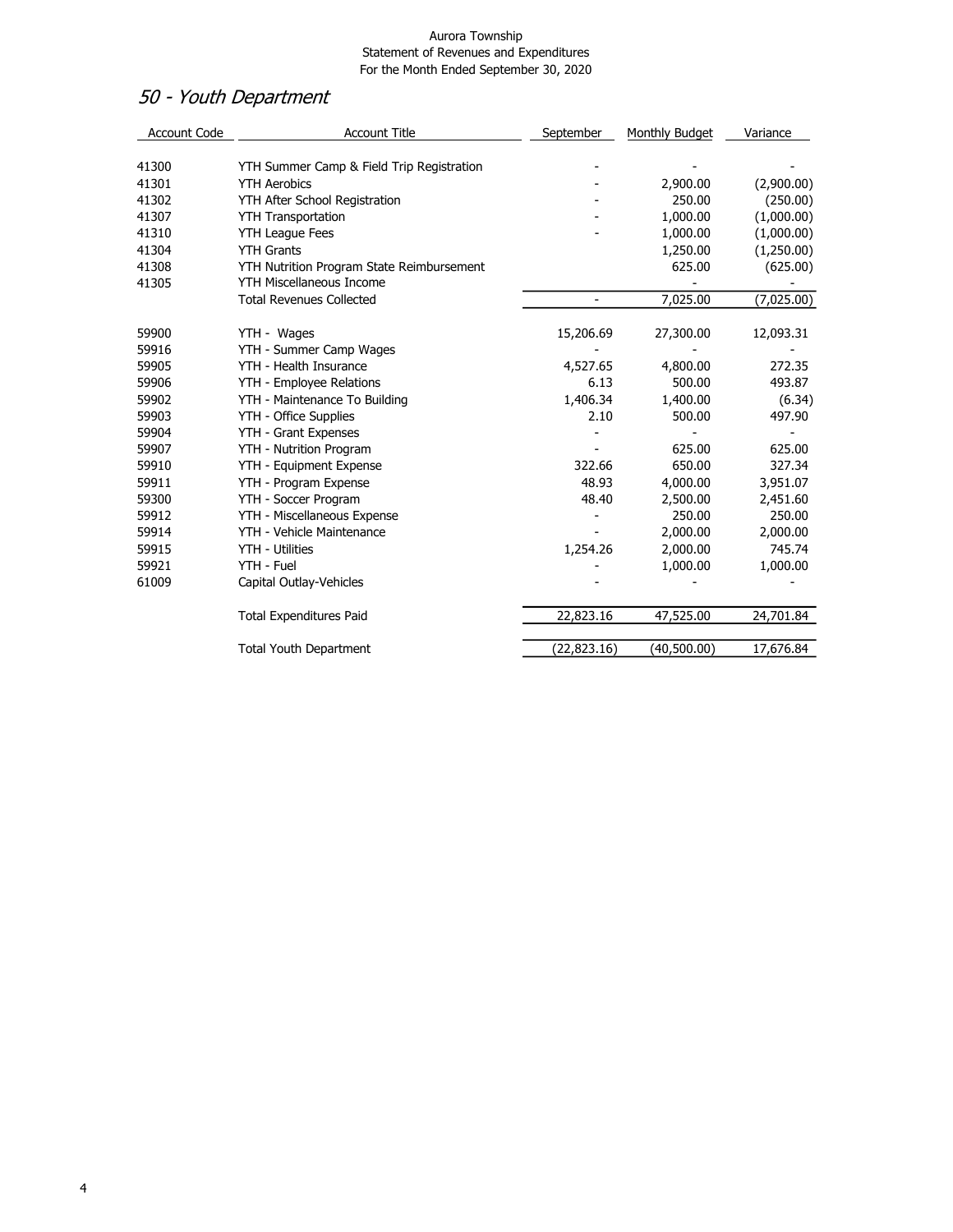Aurora Township
Statement of Revenues and Expenditures
For the Month Ended September 30, 2020

# *50 - Youth Department*

| Account Code | Account Title | September | Monthly Budget | Variance |
|---|---|---|---|---|
| 41300 | YTH Summer Camp & Field Trip Registration | - | - | - |
| 41301 | YTH Aerobics | - | 2,900.00 | (2,900.00) |
| 41302 | YTH After School Registration | - | 250.00 | (250.00) |
| 41307 | YTH Transportation | - | 1,000.00 | (1,000.00) |
| 41310 | YTH League Fees | - | 1,000.00 | (1,000.00) |
| 41304 | YTH Grants | | 1,250.00 | (1,250.00) |
| 41308 | YTH Nutrition Program State Reimbursement | | 625.00 | (625.00) |
| 41305 | YTH Miscellaneous Income | | - | - |
| | Total Revenues Collected | - | 7,025.00 | (7,025.00) |
| 59900 | YTH - Wages | 15,206.69 | 27,300.00 | 12,093.31 |
| 59916 | YTH - Summer Camp Wages | - | - | - |
| 59905 | YTH - Health Insurance | 4,527.65 | 4,800.00 | 272.35 |
| 59906 | YTH - Employee Relations | 6.13 | 500.00 | 493.87 |
| 59902 | YTH - Maintenance To Building | 1,406.34 | 1,400.00 | (6.34) |
| 59903 | YTH - Office Supplies | 2.10 | 500.00 | 497.90 |
| 59904 | YTH - Grant Expenses | - | - | - |
| 59907 | YTH - Nutrition Program | - | 625.00 | 625.00 |
| 59910 | YTH - Equipment Expense | 322.66 | 650.00 | 327.34 |
| 59911 | YTH - Program Expense | 48.93 | 4,000.00 | 3,951.07 |
| 59300 | YTH - Soccer Program | 48.40 | 2,500.00 | 2,451.60 |
| 59912 | YTH - Miscellaneous Expense | - | 250.00 | 250.00 |
| 59914 | YTH - Vehicle Maintenance | - | 2,000.00 | 2,000.00 |
| 59915 | YTH - Utilities | 1,254.26 | 2,000.00 | 745.74 |
| 59921 | YTH - Fuel | - | 1,000.00 | 1,000.00 |
| 61009 | Capital Outlay-Vehicles | - | - | - |
| | Total Expenditures Paid | 22,823.16 | 47,525.00 | 24,701.84 |
| | Total Youth Department | (22,823.16) | (40,500.00) | 17,676.84 |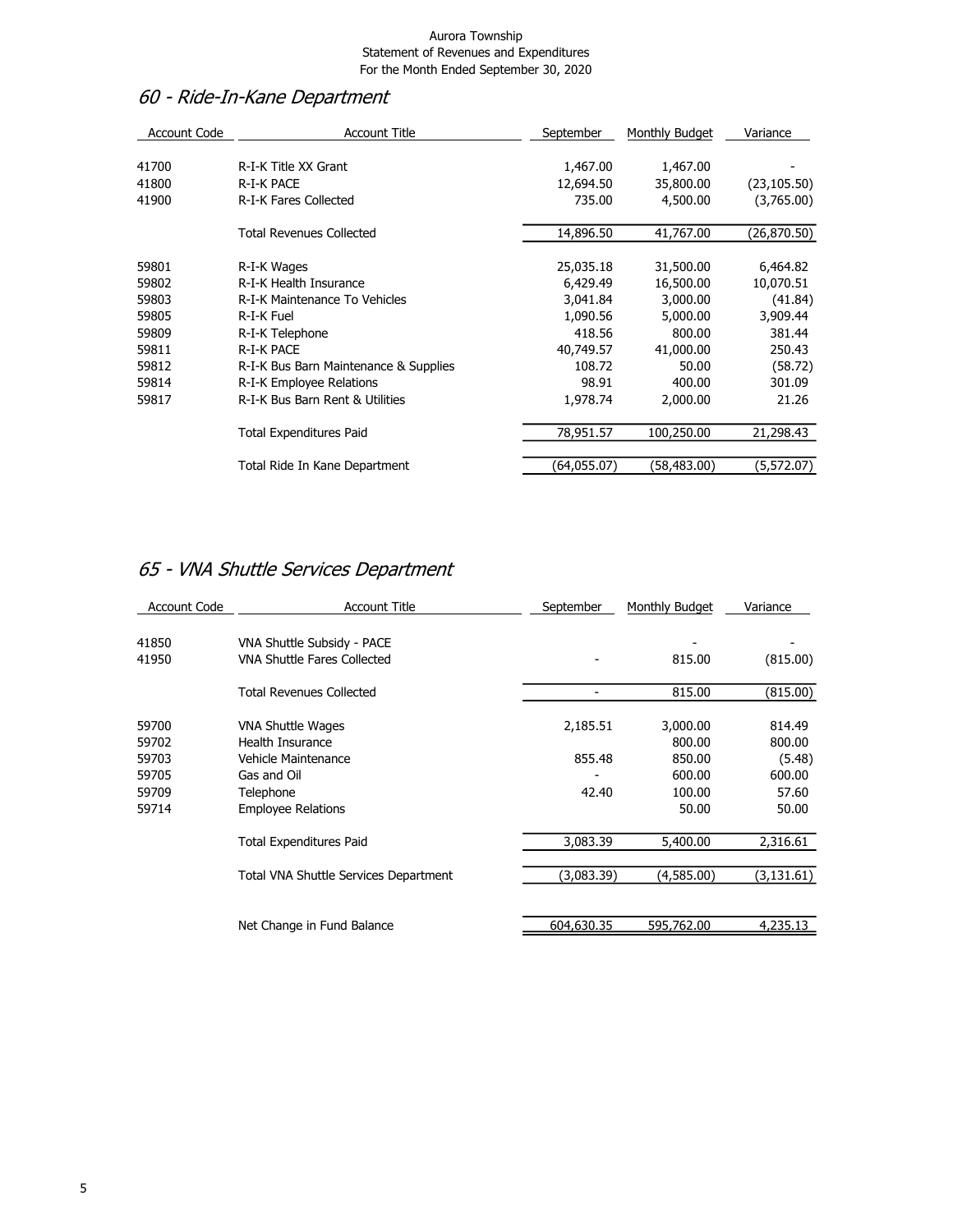Aurora Township
Statement of Revenues and Expenditures
For the Month Ended September 30, 2020

## *60 - Ride-In-Kane Department*

| Account Code | Account Title | September | Monthly Budget | Variance |
|---|---|---|---|---|
| 41700 | R-I-K Title XX Grant | 1,467.00 | 1,467.00 | - |
| 41800 | R-I-K PACE | 12,694.50 | 35,800.00 | (23,105.50) |
| 41900 | R-I-K Fares Collected | 735.00 | 4,500.00 | (3,765.00) |
| | Total Revenues Collected | 14,896.50 | 41,767.00 | (26,870.50) |
| 59801 | R-I-K Wages | 25,035.18 | 31,500.00 | 6,464.82 |
| 59802 | R-I-K Health Insurance | 6,429.49 | 16,500.00 | 10,070.51 |
| 59803 | R-I-K Maintenance To Vehicles | 3,041.84 | 3,000.00 | (41.84) |
| 59805 | R-I-K Fuel | 1,090.56 | 5,000.00 | 3,909.44 |
| 59809 | R-I-K Telephone | 418.56 | 800.00 | 381.44 |
| 59811 | R-I-K PACE | 40,749.57 | 41,000.00 | 250.43 |
| 59812 | R-I-K Bus Barn Maintenance & Supplies | 108.72 | 50.00 | (58.72) |
| 59814 | R-I-K Employee Relations | 98.91 | 400.00 | 301.09 |
| 59817 | R-I-K Bus Barn Rent & Utilities | 1,978.74 | 2,000.00 | 21.26 |
| | Total Expenditures Paid | 78,951.57 | 100,250.00 | 21,298.43 |
| | Total Ride In Kane Department | (64,055.07) | (58,483.00) | (5,572.07) |

## *65 - VNA Shuttle Services Department*

| Account Code | Account Title | September | Monthly Budget | Variance |
|---|---|---|---|---|
| 41850 | VNA Shuttle Subsidy - PACE | | - | - |
| 41950 | VNA Shuttle Fares Collected | - | 815.00 | (815.00) |
| | Total Revenues Collected | - | 815.00 | (815.00) |
| 59700 | VNA Shuttle Wages | 2,185.51 | 3,000.00 | 814.49 |
| 59702 | Health Insurance | | 800.00 | 800.00 |
| 59703 | Vehicle Maintenance | 855.48 | 850.00 | (5.48) |
| 59705 | Gas and Oil | - | 600.00 | 600.00 |
| 59709 | Telephone | 42.40 | 100.00 | 57.60 |
| 59714 | Employee Relations | | 50.00 | 50.00 |
| | Total Expenditures Paid | 3,083.39 | 5,400.00 | 2,316.61 |
| | Total VNA Shuttle Services Department | (3,083.39) | (4,585.00) | (3,131.61) |
| | Net Change in Fund Balance | 604,630.35 | 595,762.00 | 4,235.13 |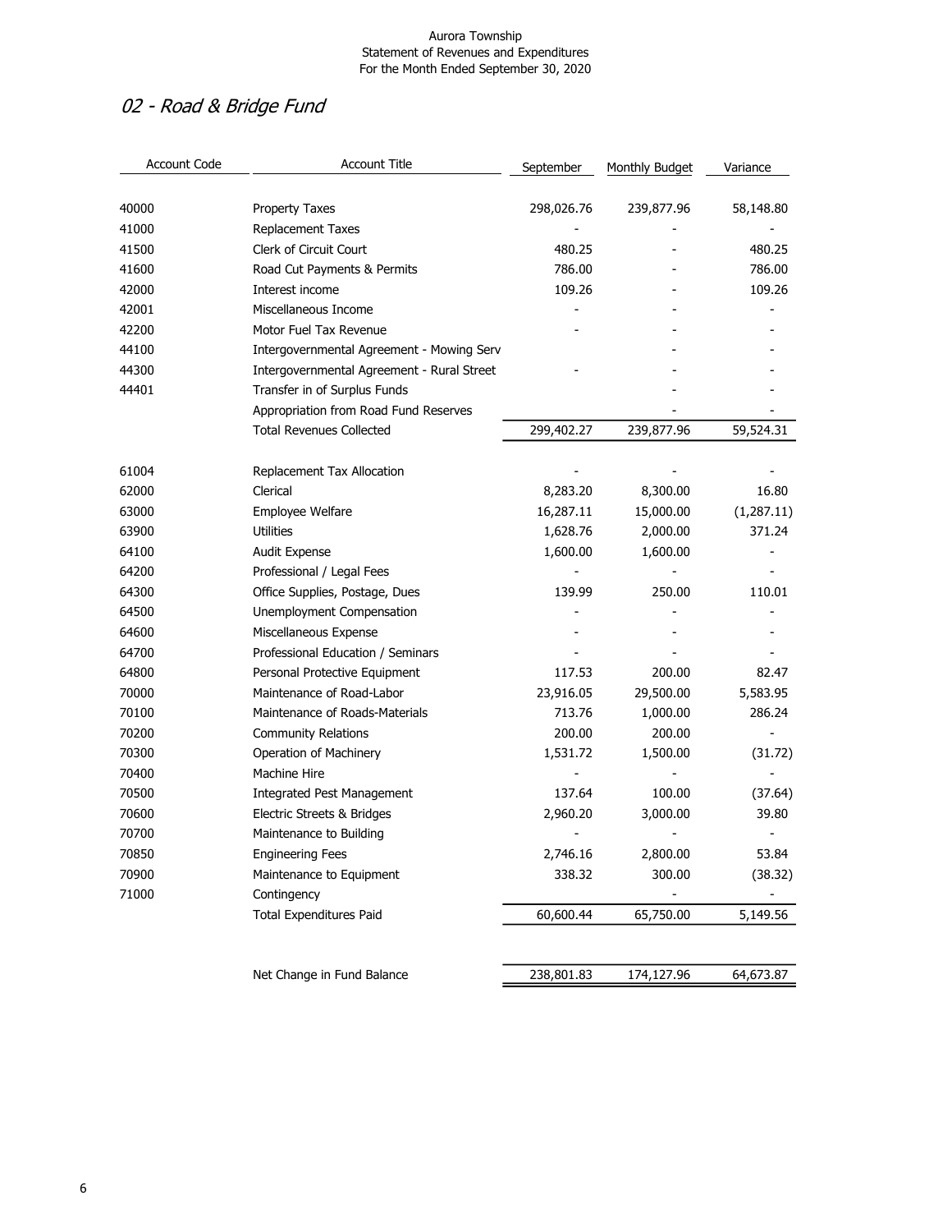Aurora Township
Statement of Revenues and Expenditures
For the Month Ended September 30, 2020

## *02 - Road & Bridge Fund*

| Account Code | Account Title | September | Monthly Budget | Variance |
|---|---|---|---|---|
| 40000 | Property Taxes | 298,026.76 | 239,877.96 | 58,148.80 |
| 41000 | Replacement Taxes | - | - | - |
| 41500 | Clerk of Circuit Court | 480.25 | - | 480.25 |
| 41600 | Road Cut Payments & Permits | 786.00 | - | 786.00 |
| 42000 | Interest income | 109.26 | - | 109.26 |
| 42001 | Miscellaneous Income | - | - | - |
| 42200 | Motor Fuel Tax Revenue | - | - | - |
| 44100 | Intergovernmental Agreement - Mowing Serv | | - | - |
| 44300 | Intergovernmental Agreement - Rural Street | - | - | - |
| 44401 | Transfer in of Surplus Funds | | - | - |
| | Appropriation from Road Fund Reserves | | - | - |
| | Total Revenues Collected | 299,402.27 | 239,877.96 | 59,524.31 |
| | | | | |
| 61004 | Replacement Tax Allocation | - | - | - |
| 62000 | Clerical | 8,283.20 | 8,300.00 | 16.80 |
| 63000 | Employee Welfare | 16,287.11 | 15,000.00 | (1,287.11) |
| 63900 | Utilities | 1,628.76 | 2,000.00 | 371.24 |
| 64100 | Audit Expense | 1,600.00 | 1,600.00 | - |
| 64200 | Professional / Legal Fees | - | - | - |
| 64300 | Office Supplies, Postage, Dues | 139.99 | 250.00 | 110.01 |
| 64500 | Unemployment Compensation | - | - | - |
| 64600 | Miscellaneous Expense | - | - | - |
| 64700 | Professional Education / Seminars | - | - | - |
| 64800 | Personal Protective Equipment | 117.53 | 200.00 | 82.47 |
| 70000 | Maintenance of Road-Labor | 23,916.05 | 29,500.00 | 5,583.95 |
| 70100 | Maintenance of Roads-Materials | 713.76 | 1,000.00 | 286.24 |
| 70200 | Community Relations | 200.00 | 200.00 | - |
| 70300 | Operation of Machinery | 1,531.72 | 1,500.00 | (31.72) |
| 70400 | Machine Hire | - | - | - |
| 70500 | Integrated Pest Management | 137.64 | 100.00 | (37.64) |
| 70600 | Electric Streets & Bridges | 2,960.20 | 3,000.00 | 39.80 |
| 70700 | Maintenance to Building | - | - | - |
| 70850 | Engineering Fees | 2,746.16 | 2,800.00 | 53.84 |
| 70900 | Maintenance to Equipment | 338.32 | 300.00 | (38.32) |
| 71000 | Contingency | | - | - |
| | Total Expenditures Paid | 60,600.44 | 65,750.00 | 5,149.56 |
| | | | | |
| | Net Change in Fund Balance | 238,801.83 | 174,127.96 | 64,673.87 |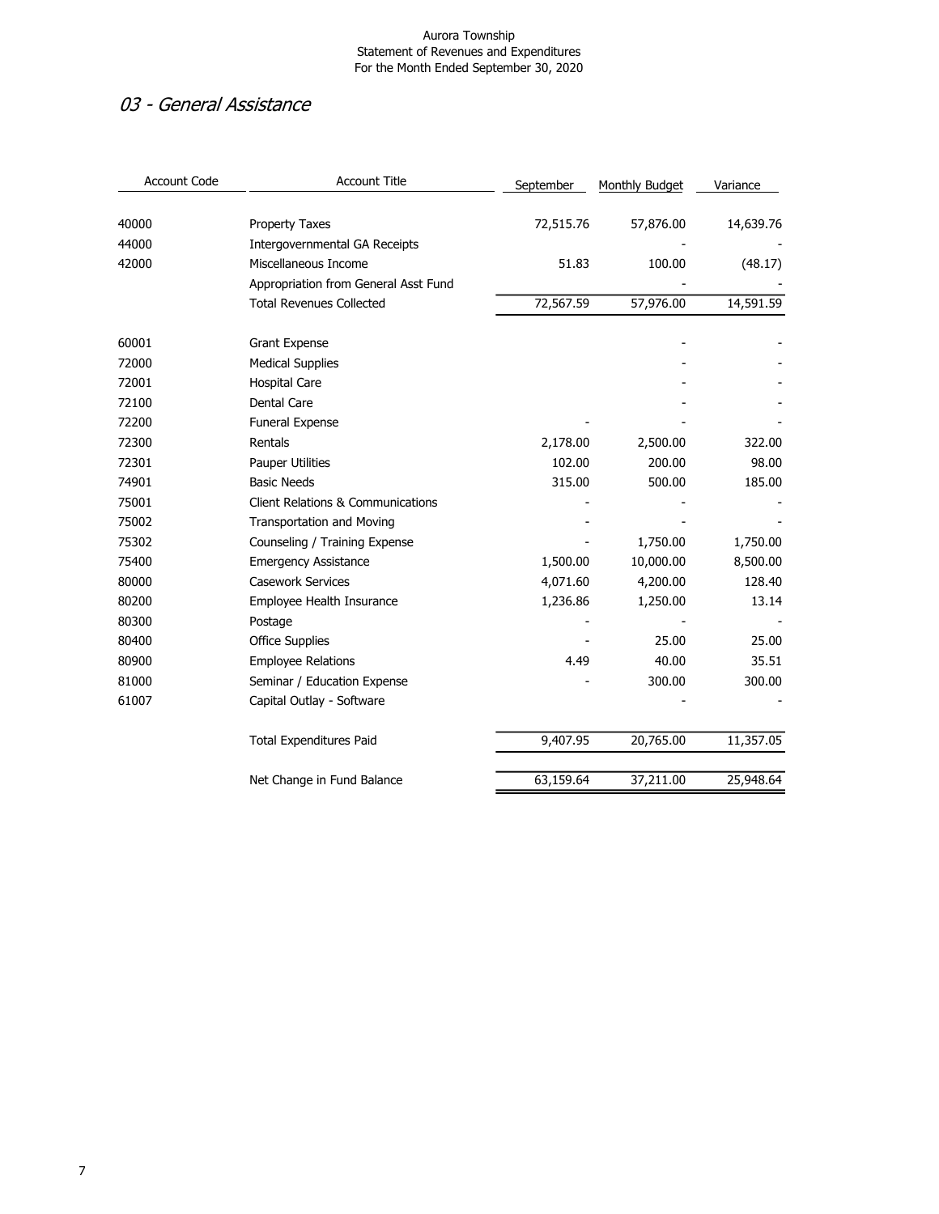Aurora Township
Statement of Revenues and Expenditures
For the Month Ended September 30, 2020

## *03 - General Assistance*

| Account Code | Account Title | September | Monthly Budget | Variance |
|---|---|---|---|---|
| 40000 | Property Taxes | 72,515.76 | 57,876.00 | 14,639.76 |
| 44000 | Intergovernmental GA Receipts | | - | - |
| 42000 | Miscellaneous Income | 51.83 | 100.00 | (48.17) |
| | Appropriation from General Asst Fund | | - | - |
| | Total Revenues Collected | 72,567.59 | 57,976.00 | 14,591.59 |
| | | | | |
| 60001 | Grant Expense | | - | - |
| 72000 | Medical Supplies | | - | - |
| 72001 | Hospital Care | | - | - |
| 72100 | Dental Care | | - | - |
| 72200 | Funeral Expense | - | - | - |
| 72300 | Rentals | 2,178.00 | 2,500.00 | 322.00 |
| 72301 | Pauper Utilities | 102.00 | 200.00 | 98.00 |
| 74901 | Basic Needs | 315.00 | 500.00 | 185.00 |
| 75001 | Client Relations & Communications | - | - | - |
| 75002 | Transportation and Moving | - | - | - |
| 75302 | Counseling / Training Expense | - | 1,750.00 | 1,750.00 |
| 75400 | Emergency Assistance | 1,500.00 | 10,000.00 | 8,500.00 |
| 80000 | Casework Services | 4,071.60 | 4,200.00 | 128.40 |
| 80200 | Employee Health Insurance | 1,236.86 | 1,250.00 | 13.14 |
| 80300 | Postage | - | - | - |
| 80400 | Office Supplies | - | 25.00 | 25.00 |
| 80900 | Employee Relations | 4.49 | 40.00 | 35.51 |
| 81000 | Seminar / Education Expense | - | 300.00 | 300.00 |
| 61007 | Capital Outlay - Software | | - | - |
| | | | | |
| | Total Expenditures Paid | 9,407.95 | 20,765.00 | 11,357.05 |
| | | | | |
| | Net Change in Fund Balance | 63,159.64 | 37,211.00 | 25,948.64 |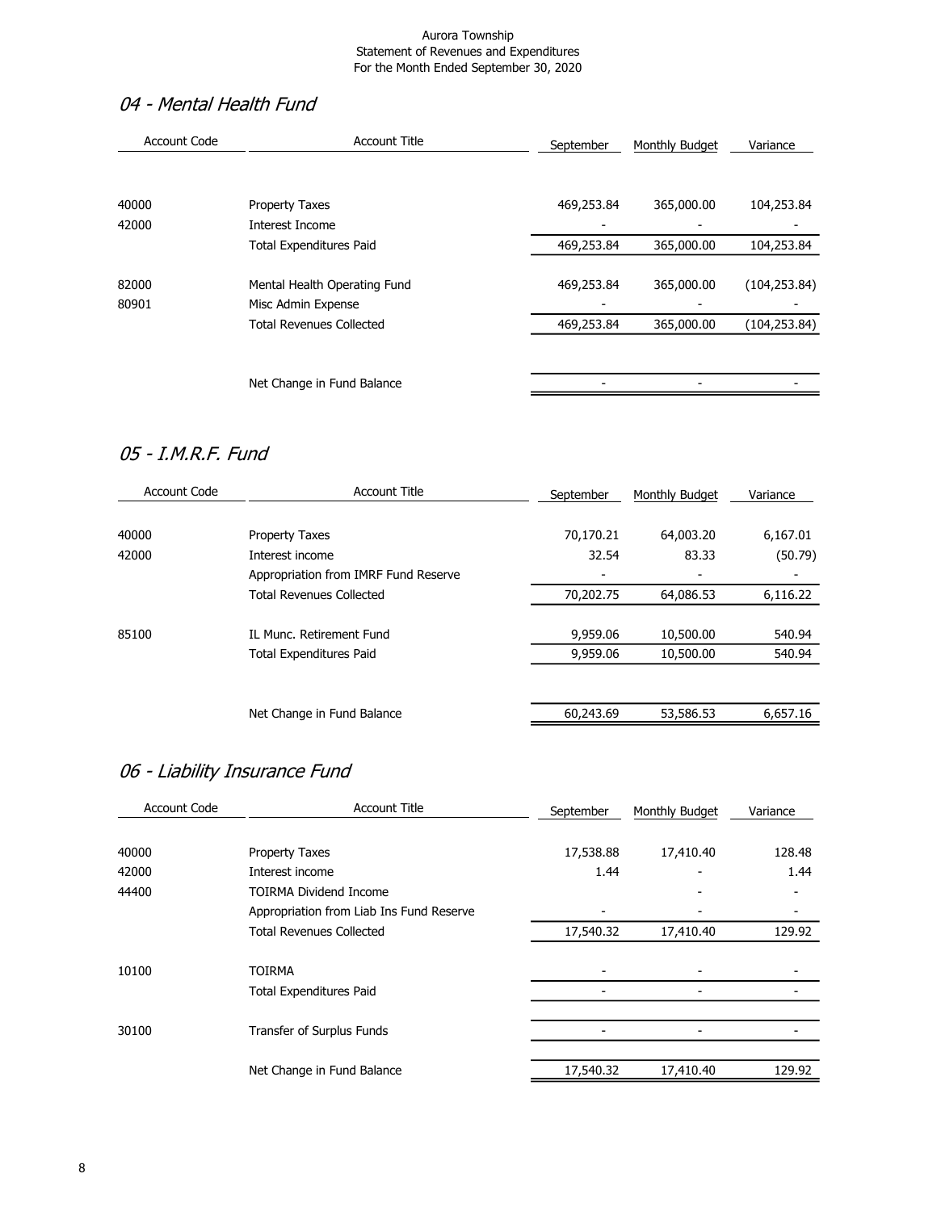Aurora Township
Statement of Revenues and Expenditures
For the Month Ended September 30, 2020

## *04 - Mental Health Fund*

| Account Code | Account Title | September | Monthly Budget | Variance |
|---|---|---|---|---|
| 40000 | Property Taxes | 469,253.84 | 365,000.00 | 104,253.84 |
| 42000 | Interest Income | - | - | - |
| | Total Expenditures Paid | 469,253.84 | 365,000.00 | 104,253.84 |
| 82000 | Mental Health Operating Fund | 469,253.84 | 365,000.00 | (104,253.84) |
| 80901 | Misc Admin Expense | - | - | - |
| | Total Revenues Collected | 469,253.84 | 365,000.00 | (104,253.84) |
| | Net Change in Fund Balance | - | - | - |

## *05 - I.M.R.F. Fund*

| Account Code | Account Title | September | Monthly Budget | Variance |
|---|---|---|---|---|
| 40000 | Property Taxes | 70,170.21 | 64,003.20 | 6,167.01 |
| 42000 | Interest income | 32.54 | 83.33 | (50.79) |
| | Appropriation from IMRF Fund Reserve | - | - | - |
| | Total Revenues Collected | 70,202.75 | 64,086.53 | 6,116.22 |
| 85100 | IL Munc. Retirement Fund | 9,959.06 | 10,500.00 | 540.94 |
| | Total Expenditures Paid | 9,959.06 | 10,500.00 | 540.94 |
| | Net Change in Fund Balance | 60,243.69 | 53,586.53 | 6,657.16 |

## *06 - Liability Insurance Fund*

| Account Code | Account Title | September | Monthly Budget | Variance |
|---|---|---|---|---|
| 40000 | Property Taxes | 17,538.88 | 17,410.40 | 128.48 |
| 42000 | Interest income | 1.44 | - | 1.44 |
| 44400 | TOIRMA Dividend Income | | - | - |
| | Appropriation from Liab Ins Fund Reserve | - | - | - |
| | Total Revenues Collected | 17,540.32 | 17,410.40 | 129.92 |
| 10100 | TOIRMA | - | - | - |
| | Total Expenditures Paid | - | - | - |
| 30100 | Transfer of Surplus Funds | - | - | - |
| | Net Change in Fund Balance | 17,540.32 | 17,410.40 | 129.92 |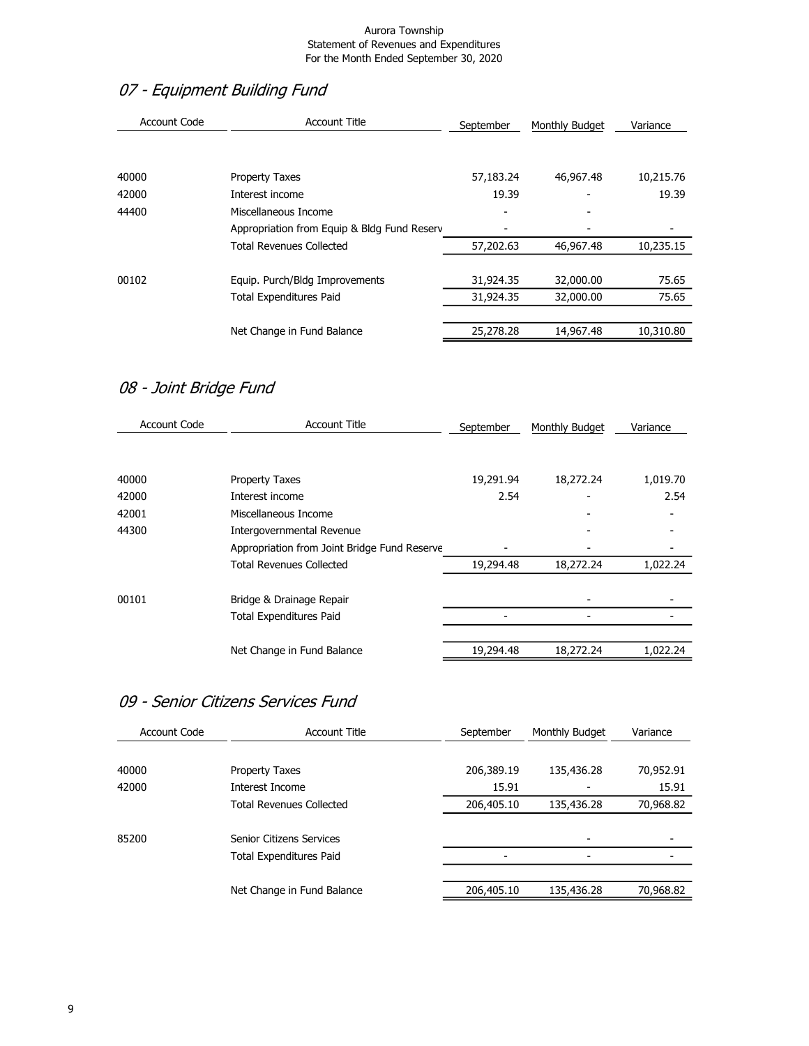Aurora Township
Statement of Revenues and Expenditures
For the Month Ended September 30, 2020

## *07 - Equipment Building Fund*

| Account Code | Account Title | September | Monthly Budget | Variance |
|---|---|---|---|---|
| 40000 | Property Taxes | 57,183.24 | 46,967.48 | 10,215.76 |
| 42000 | Interest income | 19.39 | - | 19.39 |
| 44400 | Miscellaneous Income | - | - | |
| | Appropriation from Equip & Bldg Fund Reserv | - | - | - |
| | Total Revenues Collected | 57,202.63 | 46,967.48 | 10,235.15 |
| 00102 | Equip. Purch/Bldg Improvements | 31,924.35 | 32,000.00 | 75.65 |
| | Total Expenditures Paid | 31,924.35 | 32,000.00 | 75.65 |
| | Net Change in Fund Balance | 25,278.28 | 14,967.48 | 10,310.80 |

## *08 - Joint Bridge Fund*

| Account Code | Account Title | September | Monthly Budget | Variance |
|---|---|---|---|---|
| 40000 | Property Taxes | 19,291.94 | 18,272.24 | 1,019.70 |
| 42000 | Interest income | 2.54 | - | 2.54 |
| 42001 | Miscellaneous Income | | - | - |
| 44300 | Intergovernmental Revenue | | - | - |
| | Appropriation from Joint Bridge Fund Reserve | - | - | - |
| | Total Revenues Collected | 19,294.48 | 18,272.24 | 1,022.24 |
| 00101 | Bridge & Drainage Repair | | - | - |
| | Total Expenditures Paid | - | - | - |
| | Net Change in Fund Balance | 19,294.48 | 18,272.24 | 1,022.24 |

## *09 - Senior Citizens Services Fund*

| Account Code | Account Title | September | Monthly Budget | Variance |
|---|---|---|---|---|
| 40000 | Property Taxes | 206,389.19 | 135,436.28 | 70,952.91 |
| 42000 | Interest Income | 15.91 | - | 15.91 |
| | Total Revenues Collected | 206,405.10 | 135,436.28 | 70,968.82 |
| 85200 | Senior Citizens Services | | - | - |
| | Total Expenditures Paid | - | - | - |
| | Net Change in Fund Balance | 206,405.10 | 135,436.28 | 70,968.82 |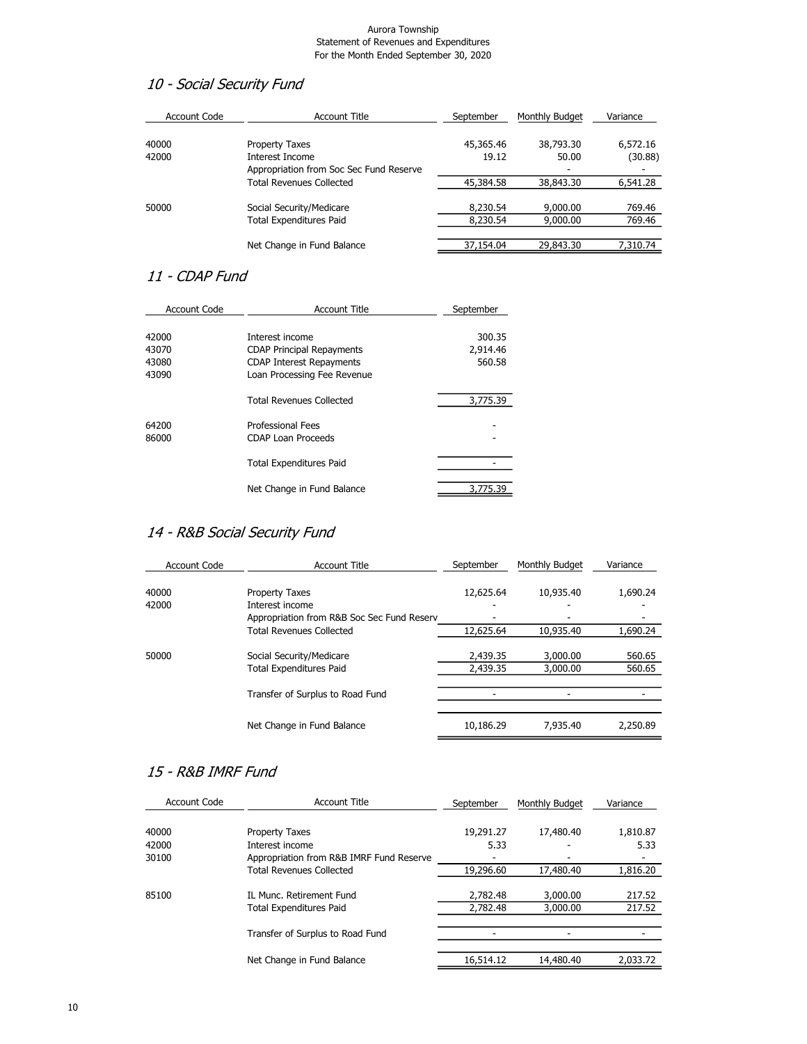Aurora Township
Statement of Revenues and Expenditures
For the Month Ended September 30, 2020

## *10 - Social Security Fund*

| Account Code | Account Title | September | Monthly Budget | Variance |
|---|---|---|---|---|
| 40000 | Property Taxes | 45,365.46 | 38,793.30 | 6,572.16 |
| 42000 | Interest Income | 19.12 | 50.00 | (30.88) |
| | Appropriation from Soc Sec Fund Reserve | | - | - |
| | Total Revenues Collected | 45,384.58 | 38,843.30 | 6,541.28 |
| 50000 | Social Security/Medicare | 8,230.54 | 9,000.00 | 769.46 |
| | Total Expenditures Paid | 8,230.54 | 9,000.00 | 769.46 |
| | Net Change in Fund Balance | 37,154.04 | 29,843.30 | 7,310.74 |

## *11 - CDAP Fund*

| Account Code | Account Title | September |
|---|---|---|
| 42000 | Interest income | 300.35 |
| 43070 | CDAP Principal Repayments | 2,914.46 |
| 43080 | CDAP Interest Repayments | 560.58 |
| 43090 | Loan Processing Fee Revenue | |
| | Total Revenues Collected | 3,775.39 |
| 64200 | Professional Fees | - |
| 86000 | CDAP Loan Proceeds | - |
| | Total Expenditures Paid | - |
| | Net Change in Fund Balance | 3,775.39 |

## *14 - R&B Social Security Fund*

| Account Code | Account Title | September | Monthly Budget | Variance |
|---|---|---|---|---|
| 40000 | Property Taxes | 12,625.64 | 10,935.40 | 1,690.24 |
| 42000 | Interest income | - | - | - |
| | Appropriation from R&B Soc Sec Fund Reserv | - | - | - |
| | Total Revenues Collected | 12,625.64 | 10,935.40 | 1,690.24 |
| 50000 | Social Security/Medicare | 2,439.35 | 3,000.00 | 560.65 |
| | Total Expenditures Paid | 2,439.35 | 3,000.00 | 560.65 |
| | Transfer of Surplus to Road Fund | - | - | - |
| | Net Change in Fund Balance | 10,186.29 | 7,935.40 | 2,250.89 |

## *15 - R&B IMRF Fund*

| Account Code | Account Title | September | Monthly Budget | Variance |
|---|---|---|---|---|
| 40000 | Property Taxes | 19,291.27 | 17,480.40 | 1,810.87 |
| 42000 | Interest income | 5.33 | - | 5.33 |
| 30100 | Appropriation from R&B IMRF Fund Reserve | - | - | - |
| | Total Revenues Collected | 19,296.60 | 17,480.40 | 1,816.20 |
| 85100 | IL Munc. Retirement Fund | 2,782.48 | 3,000.00 | 217.52 |
| | Total Expenditures Paid | 2,782.48 | 3,000.00 | 217.52 |
| | Transfer of Surplus to Road Fund | - | - | - |
| | Net Change in Fund Balance | 16,514.12 | 14,480.40 | 2,033.72 |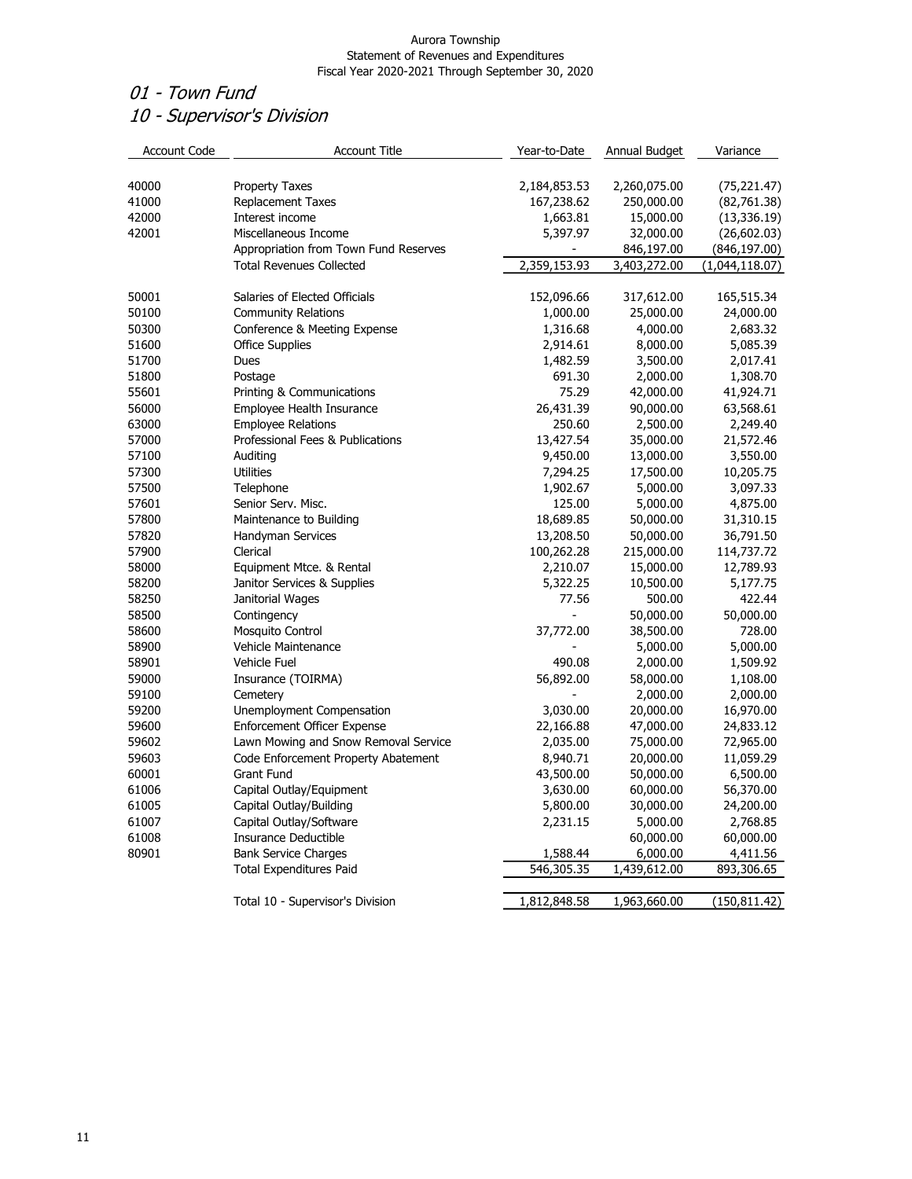Aurora Township
Statement of Revenues and Expenditures
Fiscal Year 2020-2021 Through September 30, 2020

## *01 - Town Fund*
## *10 - Supervisor's Division*

| Account Code | Account Title | Year-to-Date | Annual Budget | Variance |
|---|---|---|---|---|
| 40000 | Property Taxes | 2,184,853.53 | 2,260,075.00 | (75,221.47) |
| 41000 | Replacement Taxes | 167,238.62 | 250,000.00 | (82,761.38) |
| 42000 | Interest income | 1,663.81 | 15,000.00 | (13,336.19) |
| 42001 | Miscellaneous Income | 5,397.97 | 32,000.00 | (26,602.03) |
| | Appropriation from Town Fund Reserves | - | 846,197.00 | (846,197.00) |
| | Total Revenues Collected | 2,359,153.93 | 3,403,272.00 | (1,044,118.07) |
| | | | | |
| 50001 | Salaries of Elected Officials | 152,096.66 | 317,612.00 | 165,515.34 |
| 50100 | Community Relations | 1,000.00 | 25,000.00 | 24,000.00 |
| 50300 | Conference & Meeting Expense | 1,316.68 | 4,000.00 | 2,683.32 |
| 51600 | Office Supplies | 2,914.61 | 8,000.00 | 5,085.39 |
| 51700 | Dues | 1,482.59 | 3,500.00 | 2,017.41 |
| 51800 | Postage | 691.30 | 2,000.00 | 1,308.70 |
| 55601 | Printing & Communications | 75.29 | 42,000.00 | 41,924.71 |
| 56000 | Employee Health Insurance | 26,431.39 | 90,000.00 | 63,568.61 |
| 63000 | Employee Relations | 250.60 | 2,500.00 | 2,249.40 |
| 57000 | Professional Fees & Publications | 13,427.54 | 35,000.00 | 21,572.46 |
| 57100 | Auditing | 9,450.00 | 13,000.00 | 3,550.00 |
| 57300 | Utilities | 7,294.25 | 17,500.00 | 10,205.75 |
| 57500 | Telephone | 1,902.67 | 5,000.00 | 3,097.33 |
| 57601 | Senior Serv. Misc. | 125.00 | 5,000.00 | 4,875.00 |
| 57800 | Maintenance to Building | 18,689.85 | 50,000.00 | 31,310.15 |
| 57820 | Handyman Services | 13,208.50 | 50,000.00 | 36,791.50 |
| 57900 | Clerical | 100,262.28 | 215,000.00 | 114,737.72 |
| 58000 | Equipment Mtce. & Rental | 2,210.07 | 15,000.00 | 12,789.93 |
| 58200 | Janitor Services & Supplies | 5,322.25 | 10,500.00 | 5,177.75 |
| 58250 | Janitorial Wages | 77.56 | 500.00 | 422.44 |
| 58500 | Contingency | - | 50,000.00 | 50,000.00 |
| 58600 | Mosquito Control | 37,772.00 | 38,500.00 | 728.00 |
| 58900 | Vehicle Maintenance | - | 5,000.00 | 5,000.00 |
| 58901 | Vehicle Fuel | 490.08 | 2,000.00 | 1,509.92 |
| 59000 | Insurance (TOIRMA) | 56,892.00 | 58,000.00 | 1,108.00 |
| 59100 | Cemetery | - | 2,000.00 | 2,000.00 |
| 59200 | Unemployment Compensation | 3,030.00 | 20,000.00 | 16,970.00 |
| 59600 | Enforcement Officer Expense | 22,166.88 | 47,000.00 | 24,833.12 |
| 59602 | Lawn Mowing and Snow Removal Service | 2,035.00 | 75,000.00 | 72,965.00 |
| 59603 | Code Enforcement Property Abatement | 8,940.71 | 20,000.00 | 11,059.29 |
| 60001 | Grant Fund | 43,500.00 | 50,000.00 | 6,500.00 |
| 61006 | Capital Outlay/Equipment | 3,630.00 | 60,000.00 | 56,370.00 |
| 61005 | Capital Outlay/Building | 5,800.00 | 30,000.00 | 24,200.00 |
| 61007 | Capital Outlay/Software | 2,231.15 | 5,000.00 | 2,768.85 |
| 61008 | Insurance Deductible | | 60,000.00 | 60,000.00 |
| 80901 | Bank Service Charges | 1,588.44 | 6,000.00 | 4,411.56 |
| | Total Expenditures Paid | 546,305.35 | 1,439,612.00 | 893,306.65 |
| | | | | |
| | Total 10 - Supervisor's Division | 1,812,848.58 | 1,963,660.00 | (150,811.42) |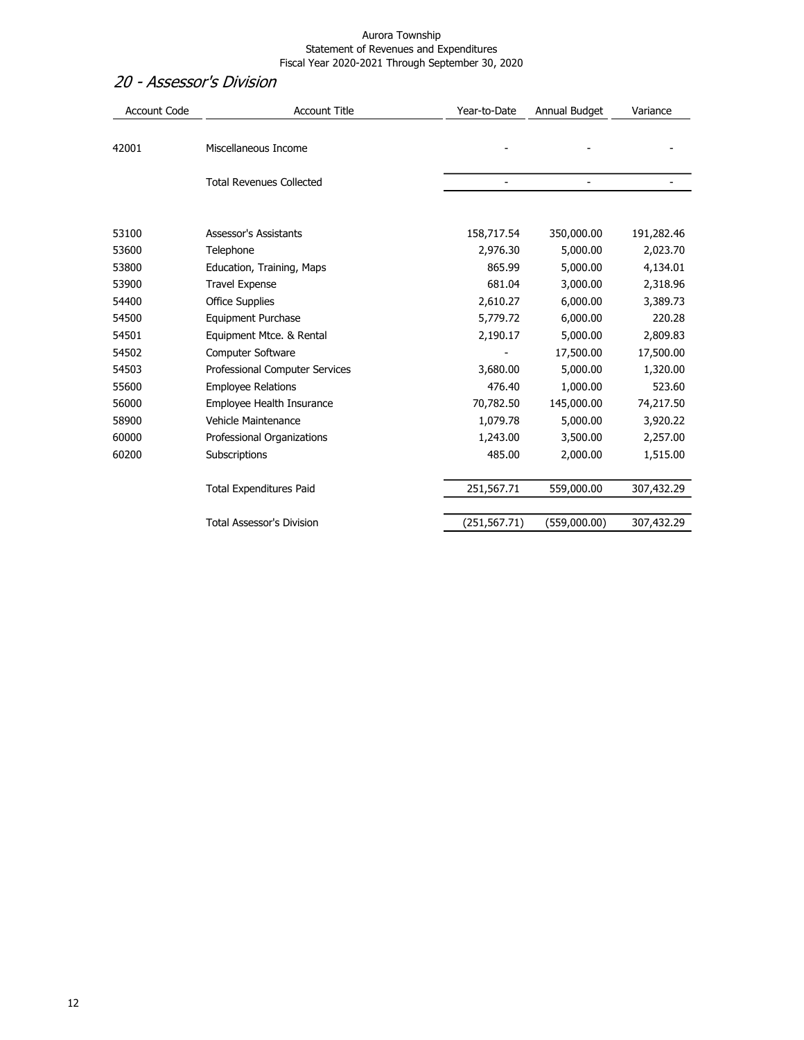Aurora Township
Statement of Revenues and Expenditures
Fiscal Year 2020-2021 Through September 30, 2020

## *20 - Assessor's Division*

| Account Code | Account Title | Year-to-Date | Annual Budget | Variance |
|---|---|---|---|---|
| 42001 | Miscellaneous Income | - | - | - |
| | Total Revenues Collected | - | - | - |
| 53100 | Assessor's Assistants | 158,717.54 | 350,000.00 | 191,282.46 |
| 53600 | Telephone | 2,976.30 | 5,000.00 | 2,023.70 |
| 53800 | Education, Training, Maps | 865.99 | 5,000.00 | 4,134.01 |
| 53900 | Travel Expense | 681.04 | 3,000.00 | 2,318.96 |
| 54400 | Office Supplies | 2,610.27 | 6,000.00 | 3,389.73 |
| 54500 | Equipment Purchase | 5,779.72 | 6,000.00 | 220.28 |
| 54501 | Equipment Mtce. & Rental | 2,190.17 | 5,000.00 | 2,809.83 |
| 54502 | Computer Software | - | 17,500.00 | 17,500.00 |
| 54503 | Professional Computer Services | 3,680.00 | 5,000.00 | 1,320.00 |
| 55600 | Employee Relations | 476.40 | 1,000.00 | 523.60 |
| 56000 | Employee Health Insurance | 70,782.50 | 145,000.00 | 74,217.50 |
| 58900 | Vehicle Maintenance | 1,079.78 | 5,000.00 | 3,920.22 |
| 60000 | Professional Organizations | 1,243.00 | 3,500.00 | 2,257.00 |
| 60200 | Subscriptions | 485.00 | 2,000.00 | 1,515.00 |
| | Total Expenditures Paid | 251,567.71 | 559,000.00 | 307,432.29 |
| | Total Assessor's Division | (251,567.71) | (559,000.00) | 307,432.29 |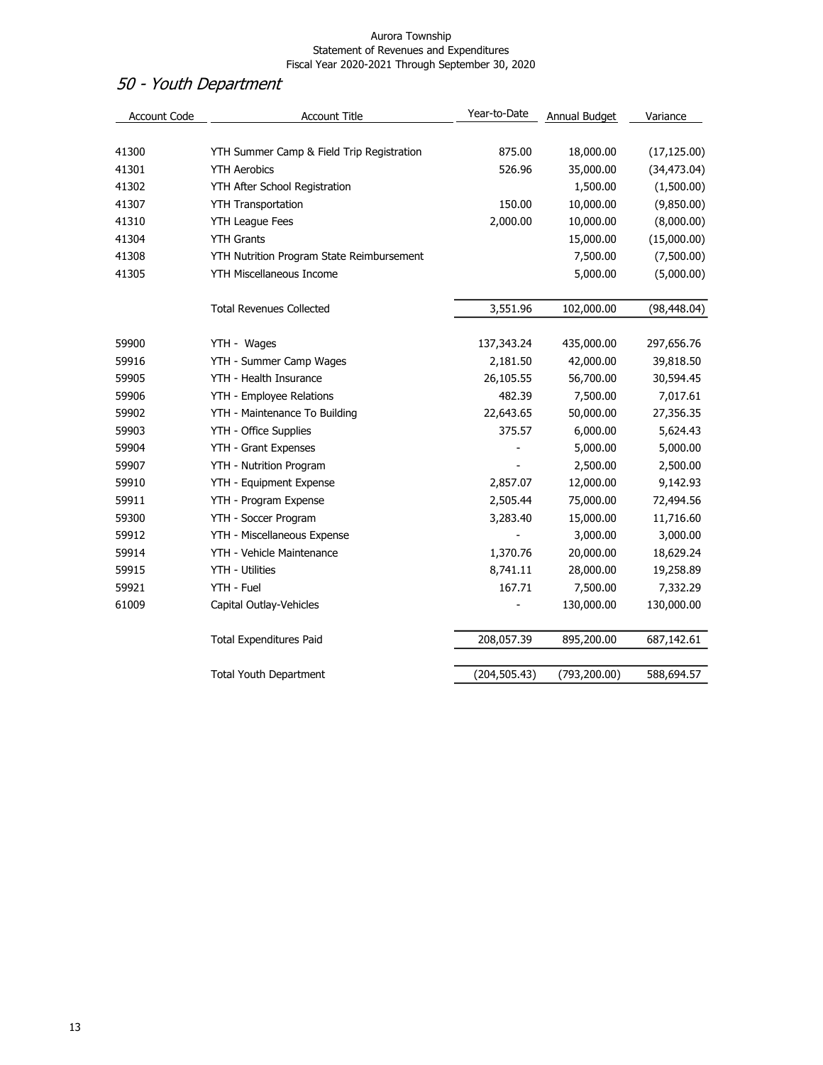Aurora Township
Statement of Revenues and Expenditures
Fiscal Year 2020-2021 Through September 30, 2020

## *50 - Youth Department*

| Account Code | Account Title | Year-to-Date | Annual Budget | Variance |
|---|---|---|---|---|
| 41300 | YTH Summer Camp & Field Trip Registration | 875.00 | 18,000.00 | (17,125.00) |
| 41301 | YTH Aerobics | 526.96 | 35,000.00 | (34,473.04) |
| 41302 | YTH After School Registration | | 1,500.00 | (1,500.00) |
| 41307 | YTH Transportation | 150.00 | 10,000.00 | (9,850.00) |
| 41310 | YTH League Fees | 2,000.00 | 10,000.00 | (8,000.00) |
| 41304 | YTH Grants | | 15,000.00 | (15,000.00) |
| 41308 | YTH Nutrition Program State Reimbursement | | 7,500.00 | (7,500.00) |
| 41305 | YTH Miscellaneous Income | | 5,000.00 | (5,000.00) |
| | Total Revenues Collected | 3,551.96 | 102,000.00 | (98,448.04) |
| 59900 | YTH - Wages | 137,343.24 | 435,000.00 | 297,656.76 |
| 59916 | YTH - Summer Camp Wages | 2,181.50 | 42,000.00 | 39,818.50 |
| 59905 | YTH - Health Insurance | 26,105.55 | 56,700.00 | 30,594.45 |
| 59906 | YTH - Employee Relations | 482.39 | 7,500.00 | 7,017.61 |
| 59902 | YTH - Maintenance To Building | 22,643.65 | 50,000.00 | 27,356.35 |
| 59903 | YTH - Office Supplies | 375.57 | 6,000.00 | 5,624.43 |
| 59904 | YTH - Grant Expenses | - | 5,000.00 | 5,000.00 |
| 59907 | YTH - Nutrition Program | - | 2,500.00 | 2,500.00 |
| 59910 | YTH - Equipment Expense | 2,857.07 | 12,000.00 | 9,142.93 |
| 59911 | YTH - Program Expense | 2,505.44 | 75,000.00 | 72,494.56 |
| 59300 | YTH - Soccer Program | 3,283.40 | 15,000.00 | 11,716.60 |
| 59912 | YTH - Miscellaneous Expense | - | 3,000.00 | 3,000.00 |
| 59914 | YTH - Vehicle Maintenance | 1,370.76 | 20,000.00 | 18,629.24 |
| 59915 | YTH - Utilities | 8,741.11 | 28,000.00 | 19,258.89 |
| 59921 | YTH - Fuel | 167.71 | 7,500.00 | 7,332.29 |
| 61009 | Capital Outlay-Vehicles | - | 130,000.00 | 130,000.00 |
| | Total Expenditures Paid | 208,057.39 | 895,200.00 | 687,142.61 |
| | Total Youth Department | (204,505.43) | (793,200.00) | 588,694.57 |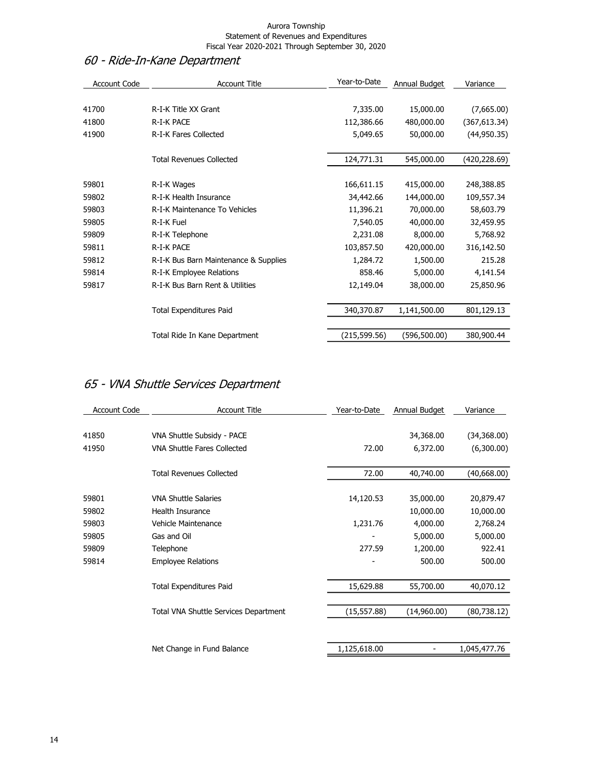Aurora Township
Statement of Revenues and Expenditures
Fiscal Year 2020-2021 Through September 30, 2020

## *60 - Ride-In-Kane Department*

| Account Code | Account Title | Year-to-Date | Annual Budget | Variance |
|---|---|---|---|---|
| 41700 | R-I-K Title XX Grant | 7,335.00 | 15,000.00 | (7,665.00) |
| 41800 | R-I-K PACE | 112,386.66 | 480,000.00 | (367,613.34) |
| 41900 | R-I-K Fares Collected | 5,049.65 | 50,000.00 | (44,950.35) |
| | Total Revenues Collected | 124,771.31 | 545,000.00 | (420,228.69) |
| 59801 | R-I-K Wages | 166,611.15 | 415,000.00 | 248,388.85 |
| 59802 | R-I-K Health Insurance | 34,442.66 | 144,000.00 | 109,557.34 |
| 59803 | R-I-K Maintenance To Vehicles | 11,396.21 | 70,000.00 | 58,603.79 |
| 59805 | R-I-K Fuel | 7,540.05 | 40,000.00 | 32,459.95 |
| 59809 | R-I-K Telephone | 2,231.08 | 8,000.00 | 5,768.92 |
| 59811 | R-I-K PACE | 103,857.50 | 420,000.00 | 316,142.50 |
| 59812 | R-I-K Bus Barn Maintenance & Supplies | 1,284.72 | 1,500.00 | 215.28 |
| 59814 | R-I-K Employee Relations | 858.46 | 5,000.00 | 4,141.54 |
| 59817 | R-I-K Bus Barn Rent & Utilities | 12,149.04 | 38,000.00 | 25,850.96 |
| | Total Expenditures Paid | 340,370.87 | 1,141,500.00 | 801,129.13 |
| | Total Ride In Kane Department | (215,599.56) | (596,500.00) | 380,900.44 |

## *65 - VNA Shuttle Services Department*

| Account Code | Account Title | Year-to-Date | Annual Budget | Variance |
|---|---|---|---|---|
| 41850 | VNA Shuttle Subsidy - PACE | | 34,368.00 | (34,368.00) |
| 41950 | VNA Shuttle Fares Collected | 72.00 | 6,372.00 | (6,300.00) |
| | Total Revenues Collected | 72.00 | 40,740.00 | (40,668.00) |
| 59801 | VNA Shuttle Salaries | 14,120.53 | 35,000.00 | 20,879.47 |
| 59802 | Health Insurance | | 10,000.00 | 10,000.00 |
| 59803 | Vehicle Maintenance | 1,231.76 | 4,000.00 | 2,768.24 |
| 59805 | Gas and Oil | - | 5,000.00 | 5,000.00 |
| 59809 | Telephone | 277.59 | 1,200.00 | 922.41 |
| 59814 | Employee Relations | - | 500.00 | 500.00 |
| | Total Expenditures Paid | 15,629.88 | 55,700.00 | 40,070.12 |
| | Total VNA Shuttle Services Department | (15,557.88) | (14,960.00) | (80,738.12) |
| | Net Change in Fund Balance | 1,125,618.00 | - | 1,045,477.76 |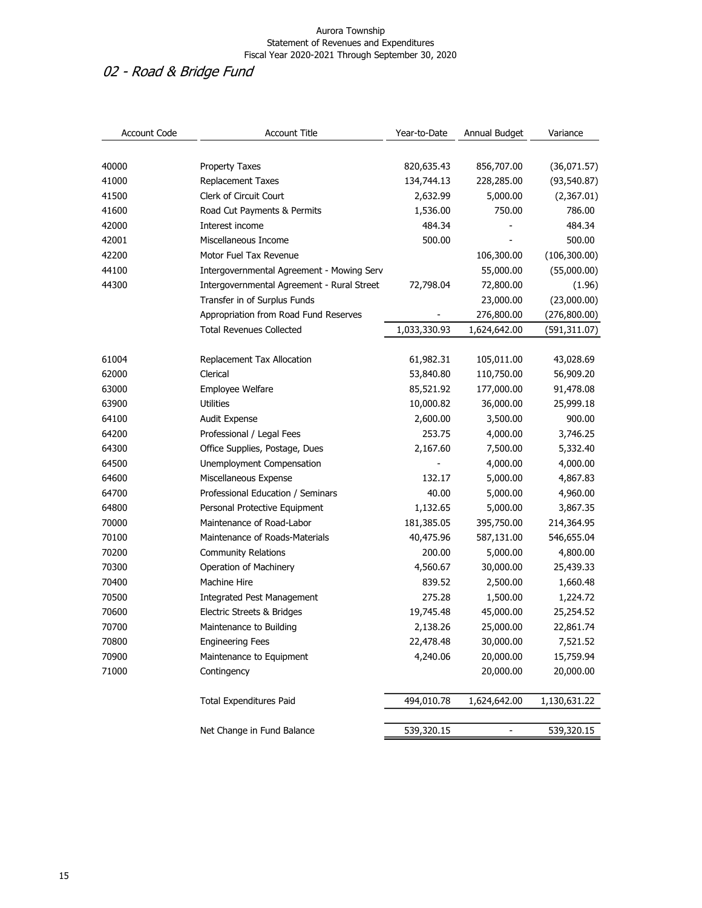Aurora Township
Statement of Revenues and Expenditures
Fiscal Year 2020-2021 Through September 30, 2020

## *02 - Road & Bridge Fund*

| Account Code | Account Title | Year-to-Date | Annual Budget | Variance |
|---|---|---|---|---|
| 40000 | Property Taxes | 820,635.43 | 856,707.00 | (36,071.57) |
| 41000 | Replacement Taxes | 134,744.13 | 228,285.00 | (93,540.87) |
| 41500 | Clerk of Circuit Court | 2,632.99 | 5,000.00 | (2,367.01) |
| 41600 | Road Cut Payments & Permits | 1,536.00 | 750.00 | 786.00 |
| 42000 | Interest income | 484.34 | - | 484.34 |
| 42001 | Miscellaneous Income | 500.00 | - | 500.00 |
| 42200 | Motor Fuel Tax Revenue | | 106,300.00 | (106,300.00) |
| 44100 | Intergovernmental Agreement - Mowing Serv | | 55,000.00 | (55,000.00) |
| 44300 | Intergovernmental Agreement - Rural Street | 72,798.04 | 72,800.00 | (1.96) |
| | Transfer in of Surplus Funds | | 23,000.00 | (23,000.00) |
| | Appropriation from Road Fund Reserves | - | 276,800.00 | (276,800.00) |
| | Total Revenues Collected | 1,033,330.93 | 1,624,642.00 | (591,311.07) |
| 61004 | Replacement Tax Allocation | 61,982.31 | 105,011.00 | 43,028.69 |
| 62000 | Clerical | 53,840.80 | 110,750.00 | 56,909.20 |
| 63000 | Employee Welfare | 85,521.92 | 177,000.00 | 91,478.08 |
| 63900 | Utilities | 10,000.82 | 36,000.00 | 25,999.18 |
| 64100 | Audit Expense | 2,600.00 | 3,500.00 | 900.00 |
| 64200 | Professional / Legal Fees | 253.75 | 4,000.00 | 3,746.25 |
| 64300 | Office Supplies, Postage, Dues | 2,167.60 | 7,500.00 | 5,332.40 |
| 64500 | Unemployment Compensation | - | 4,000.00 | 4,000.00 |
| 64600 | Miscellaneous Expense | 132.17 | 5,000.00 | 4,867.83 |
| 64700 | Professional Education / Seminars | 40.00 | 5,000.00 | 4,960.00 |
| 64800 | Personal Protective Equipment | 1,132.65 | 5,000.00 | 3,867.35 |
| 70000 | Maintenance of Road-Labor | 181,385.05 | 395,750.00 | 214,364.95 |
| 70100 | Maintenance of Roads-Materials | 40,475.96 | 587,131.00 | 546,655.04 |
| 70200 | Community Relations | 200.00 | 5,000.00 | 4,800.00 |
| 70300 | Operation of Machinery | 4,560.67 | 30,000.00 | 25,439.33 |
| 70400 | Machine Hire | 839.52 | 2,500.00 | 1,660.48 |
| 70500 | Integrated Pest Management | 275.28 | 1,500.00 | 1,224.72 |
| 70600 | Electric Streets & Bridges | 19,745.48 | 45,000.00 | 25,254.52 |
| 70700 | Maintenance to Building | 2,138.26 | 25,000.00 | 22,861.74 |
| 70800 | Engineering Fees | 22,478.48 | 30,000.00 | 7,521.52 |
| 70900 | Maintenance to Equipment | 4,240.06 | 20,000.00 | 15,759.94 |
| 71000 | Contingency | | 20,000.00 | 20,000.00 |
| | Total Expenditures Paid | 494,010.78 | 1,624,642.00 | 1,130,631.22 |
| | Net Change in Fund Balance | 539,320.15 | - | 539,320.15 |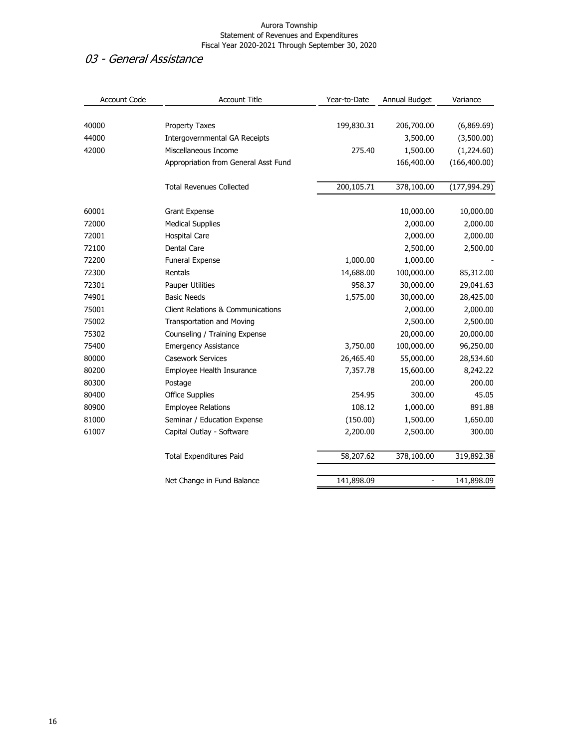Aurora Township
Statement of Revenues and Expenditures
Fiscal Year 2020-2021 Through September 30, 2020

## *03 - General Assistance*

| Account Code | Account Title | Year-to-Date | Annual Budget | Variance |
|---|---|---|---|---|
| 40000 | Property Taxes | 199,830.31 | 206,700.00 | (6,869.69) |
| 44000 | Intergovernmental GA Receipts | | 3,500.00 | (3,500.00) |
| 42000 | Miscellaneous Income | 275.40 | 1,500.00 | (1,224.60) |
| | Appropriation from General Asst Fund | | 166,400.00 | (166,400.00) |
| | Total Revenues Collected | 200,105.71 | 378,100.00 | (177,994.29) |
| 60001 | Grant Expense | | 10,000.00 | 10,000.00 |
| 72000 | Medical Supplies | | 2,000.00 | 2,000.00 |
| 72001 | Hospital Care | | 2,000.00 | 2,000.00 |
| 72100 | Dental Care | | 2,500.00 | 2,500.00 |
| 72200 | Funeral Expense | 1,000.00 | 1,000.00 | - |
| 72300 | Rentals | 14,688.00 | 100,000.00 | 85,312.00 |
| 72301 | Pauper Utilities | 958.37 | 30,000.00 | 29,041.63 |
| 74901 | Basic Needs | 1,575.00 | 30,000.00 | 28,425.00 |
| 75001 | Client Relations & Communications | | 2,000.00 | 2,000.00 |
| 75002 | Transportation and Moving | | 2,500.00 | 2,500.00 |
| 75302 | Counseling / Training Expense | | 20,000.00 | 20,000.00 |
| 75400 | Emergency Assistance | 3,750.00 | 100,000.00 | 96,250.00 |
| 80000 | Casework Services | 26,465.40 | 55,000.00 | 28,534.60 |
| 80200 | Employee Health Insurance | 7,357.78 | 15,600.00 | 8,242.22 |
| 80300 | Postage | | 200.00 | 200.00 |
| 80400 | Office Supplies | 254.95 | 300.00 | 45.05 |
| 80900 | Employee Relations | 108.12 | 1,000.00 | 891.88 |
| 81000 | Seminar / Education Expense | (150.00) | 1,500.00 | 1,650.00 |
| 61007 | Capital Outlay - Software | 2,200.00 | 2,500.00 | 300.00 |
| | Total Expenditures Paid | 58,207.62 | 378,100.00 | 319,892.38 |
| | Net Change in Fund Balance | 141,898.09 | - | 141,898.09 |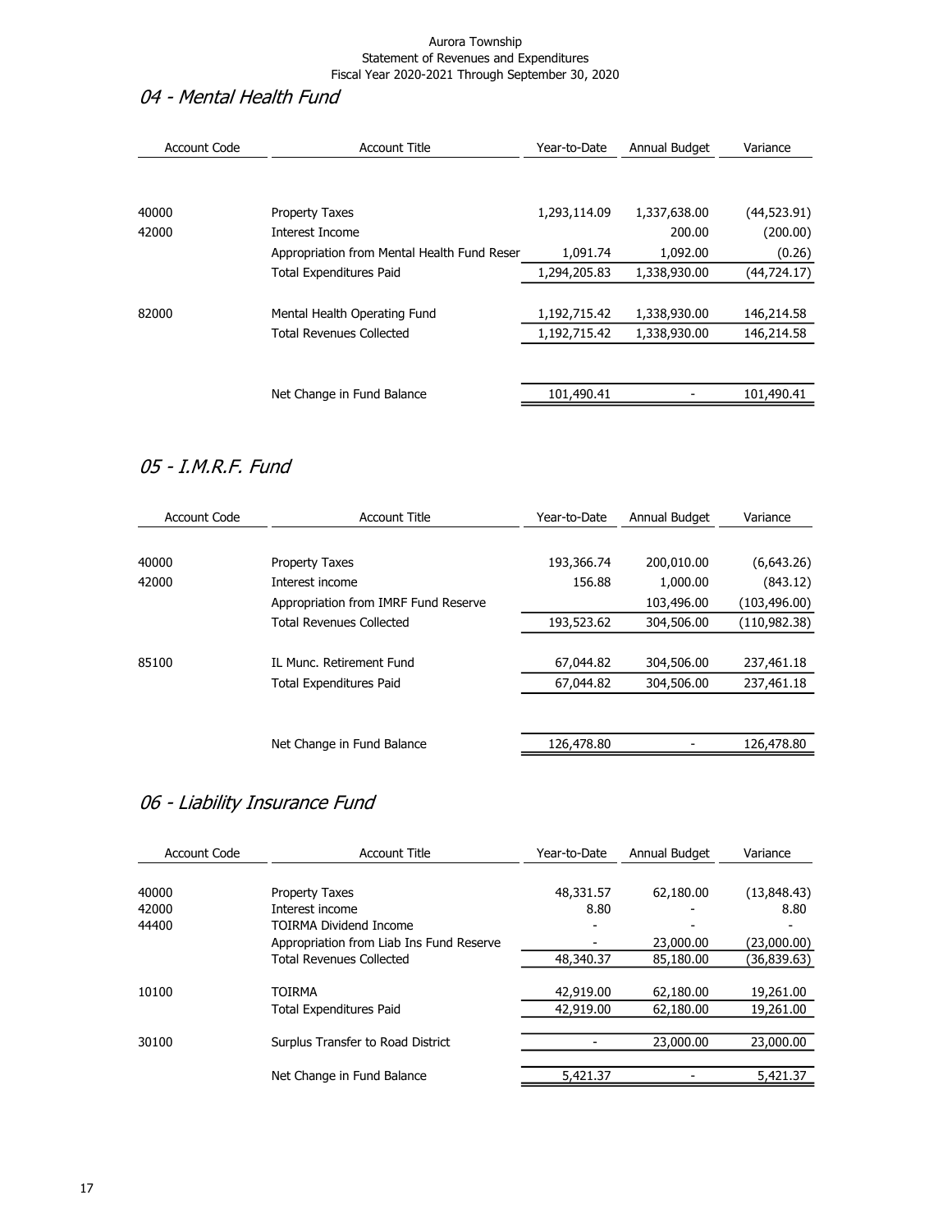Aurora Township
Statement of Revenues and Expenditures
Fiscal Year 2020-2021 Through September 30, 2020

## *04 - Mental Health Fund*

| Account Code | Account Title | Year-to-Date | Annual Budget | Variance |
|---|---|---|---|---|
| 40000 | Property Taxes | 1,293,114.09 | 1,337,638.00 | (44,523.91) |
| 42000 | Interest Income | | 200.00 | (200.00) |
| | Appropriation from Mental Health Fund Reser | 1,091.74 | 1,092.00 | (0.26) |
| | Total Expenditures Paid | 1,294,205.83 | 1,338,930.00 | (44,724.17) |
| 82000 | Mental Health Operating Fund | 1,192,715.42 | 1,338,930.00 | 146,214.58 |
| | Total Revenues Collected | 1,192,715.42 | 1,338,930.00 | 146,214.58 |
| | Net Change in Fund Balance | 101,490.41 | - | 101,490.41 |

## *05 - I.M.R.F. Fund*

| Account Code | Account Title | Year-to-Date | Annual Budget | Variance |
|---|---|---|---|---|
| 40000 | Property Taxes | 193,366.74 | 200,010.00 | (6,643.26) |
| 42000 | Interest income | 156.88 | 1,000.00 | (843.12) |
| | Appropriation from IMRF Fund Reserve | | 103,496.00 | (103,496.00) |
| | Total Revenues Collected | 193,523.62 | 304,506.00 | (110,982.38) |
| 85100 | IL Munc. Retirement Fund | 67,044.82 | 304,506.00 | 237,461.18 |
| | Total Expenditures Paid | 67,044.82 | 304,506.00 | 237,461.18 |
| | Net Change in Fund Balance | 126,478.80 | - | 126,478.80 |

## *06 - Liability Insurance Fund*

| Account Code | Account Title | Year-to-Date | Annual Budget | Variance |
|---|---|---|---|---|
| 40000 | Property Taxes | 48,331.57 | 62,180.00 | (13,848.43) |
| 42000 | Interest income | 8.80 | - | 8.80 |
| 44400 | TOIRMA Dividend Income | - | - | - |
| | Appropriation from Liab Ins Fund Reserve | - | 23,000.00 | (23,000.00) |
| | Total Revenues Collected | 48,340.37 | 85,180.00 | (36,839.63) |
| 10100 | TOIRMA | 42,919.00 | 62,180.00 | 19,261.00 |
| | Total Expenditures Paid | 42,919.00 | 62,180.00 | 19,261.00 |
| 30100 | Surplus Transfer to Road District | - | 23,000.00 | 23,000.00 |
| | Net Change in Fund Balance | 5,421.37 | - | 5,421.37 |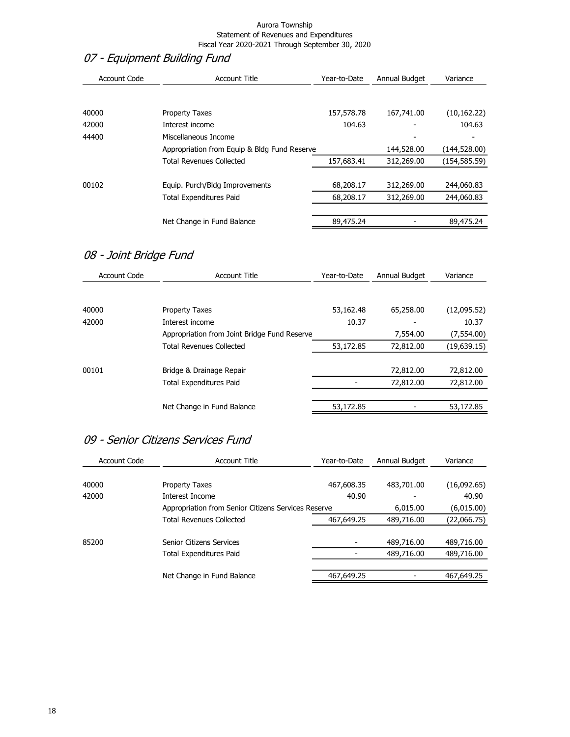Aurora Township
Statement of Revenues and Expenditures
Fiscal Year 2020-2021 Through September 30, 2020

## *07 - Equipment Building Fund*

| Account Code | Account Title | Year-to-Date | Annual Budget | Variance |
|---|---|---|---|---|
| 40000 | Property Taxes | 157,578.78 | 167,741.00 | (10,162.22) |
| 42000 | Interest income | 104.63 | - | 104.63 |
| 44400 | Miscellaneous Income | | - | - |
| | Appropriation from Equip & Bldg Fund Reserve | | 144,528.00 | (144,528.00) |
| | Total Revenues Collected | 157,683.41 | 312,269.00 | (154,585.59) |
| 00102 | Equip. Purch/Bldg Improvements | 68,208.17 | 312,269.00 | 244,060.83 |
| | Total Expenditures Paid | 68,208.17 | 312,269.00 | 244,060.83 |
| | Net Change in Fund Balance | 89,475.24 | - | 89,475.24 |

## *08 - Joint Bridge Fund*

| Account Code | Account Title | Year-to-Date | Annual Budget | Variance |
|---|---|---|---|---|
| 40000 | Property Taxes | 53,162.48 | 65,258.00 | (12,095.52) |
| 42000 | Interest income | 10.37 | - | 10.37 |
| | Appropriation from Joint Bridge Fund Reserve | | 7,554.00 | (7,554.00) |
| | Total Revenues Collected | 53,172.85 | 72,812.00 | (19,639.15) |
| 00101 | Bridge & Drainage Repair | | 72,812.00 | 72,812.00 |
| | Total Expenditures Paid | - | 72,812.00 | 72,812.00 |
| | Net Change in Fund Balance | 53,172.85 | - | 53,172.85 |

## *09 - Senior Citizens Services Fund*

| Account Code | Account Title | Year-to-Date | Annual Budget | Variance |
|---|---|---|---|---|
| 40000 | Property Taxes | 467,608.35 | 483,701.00 | (16,092.65) |
| 42000 | Interest Income | 40.90 | - | 40.90 |
| | Appropriation from Senior Citizens Services Reserve | | 6,015.00 | (6,015.00) |
| | Total Revenues Collected | 467,649.25 | 489,716.00 | (22,066.75) |
| 85200 | Senior Citizens Services | - | 489,716.00 | 489,716.00 |
| | Total Expenditures Paid | - | 489,716.00 | 489,716.00 |
| | Net Change in Fund Balance | 467,649.25 | - | 467,649.25 |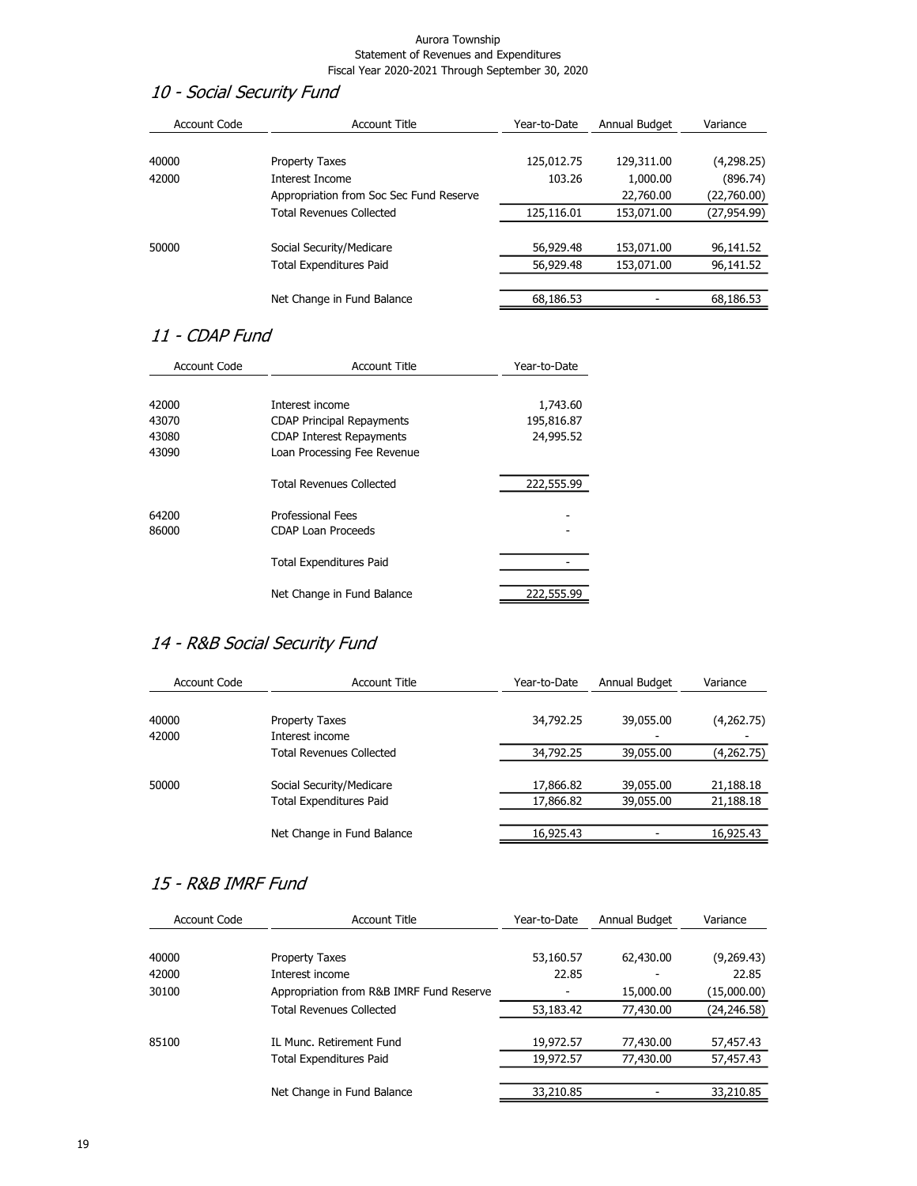Aurora Township
Statement of Revenues and Expenditures
Fiscal Year 2020-2021 Through September 30, 2020

## *10 - Social Security Fund*

| Account Code | Account Title | Year-to-Date | Annual Budget | Variance |
|---|---|---|---|---|
| 40000 | Property Taxes | 125,012.75 | 129,311.00 | (4,298.25) |
| 42000 | Interest Income | 103.26 | 1,000.00 | (896.74) |
| | Appropriation from Soc Sec Fund Reserve | | 22,760.00 | (22,760.00) |
| | Total Revenues Collected | 125,116.01 | 153,071.00 | (27,954.99) |
| 50000 | Social Security/Medicare | 56,929.48 | 153,071.00 | 96,141.52 |
| | Total Expenditures Paid | 56,929.48 | 153,071.00 | 96,141.52 |
| | Net Change in Fund Balance | 68,186.53 | - | 68,186.53 |

## *11 - CDAP Fund*

| Account Code | Account Title | Year-to-Date |
|---|---|---|
| 42000 | Interest income | 1,743.60 |
| 43070 | CDAP Principal Repayments | 195,816.87 |
| 43080 | CDAP Interest Repayments | 24,995.52 |
| 43090 | Loan Processing Fee Revenue | |
| | Total Revenues Collected | 222,555.99 |
| 64200 | Professional Fees | - |
| 86000 | CDAP Loan Proceeds | - |
| | Total Expenditures Paid | - |
| | Net Change in Fund Balance | 222,555.99 |

## *14 - R&B Social Security Fund*

| Account Code | Account Title | Year-to-Date | Annual Budget | Variance |
|---|---|---|---|---|
| 40000 | Property Taxes | 34,792.25 | 39,055.00 | (4,262.75) |
| 42000 | Interest income | | - | - |
| | Total Revenues Collected | 34,792.25 | 39,055.00 | (4,262.75) |
| 50000 | Social Security/Medicare | 17,866.82 | 39,055.00 | 21,188.18 |
| | Total Expenditures Paid | 17,866.82 | 39,055.00 | 21,188.18 |
| | Net Change in Fund Balance | 16,925.43 | - | 16,925.43 |

## *15 - R&B IMRF Fund*

| Account Code | Account Title | Year-to-Date | Annual Budget | Variance |
|---|---|---|---|---|
| 40000 | Property Taxes | 53,160.57 | 62,430.00 | (9,269.43) |
| 42000 | Interest income | 22.85 | - | 22.85 |
| 30100 | Appropriation from R&B IMRF Fund Reserve | - | 15,000.00 | (15,000.00) |
| | Total Revenues Collected | 53,183.42 | 77,430.00 | (24,246.58) |
| 85100 | IL Munc. Retirement Fund | 19,972.57 | 77,430.00 | 57,457.43 |
| | Total Expenditures Paid | 19,972.57 | 77,430.00 | 57,457.43 |
| | Net Change in Fund Balance | 33,210.85 | - | 33,210.85 |